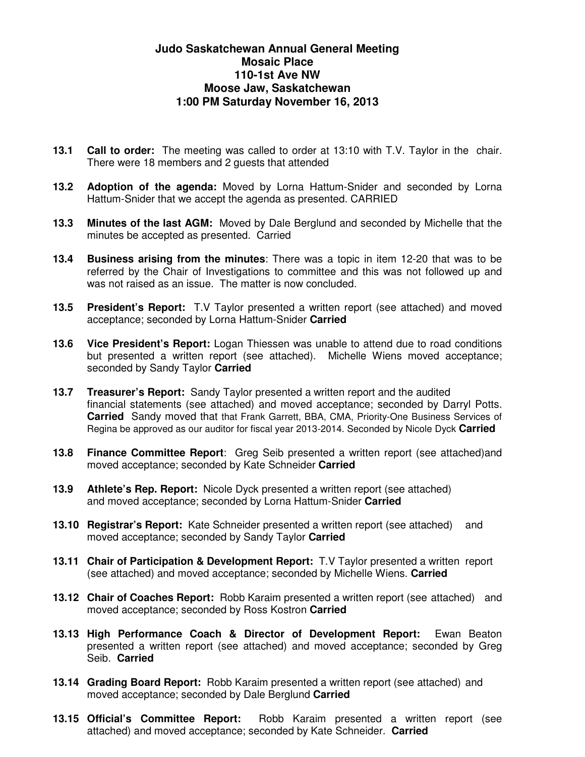# Judo Saskatchewan Annual General Meeting
## Mosaic Place
## 110-1st Ave NW
## Moose Jaw, Saskatchewan
## 1:00 PM Saturday November 16, 2013

**13.1** **Call to order:** The meeting was called to order at 13:10 with T.V. Taylor in the chair. There were 18 members and 2 guests that attended

**13.2** **Adoption of the agenda:** Moved by Lorna Hattum-Snider and seconded by Lorna Hattum-Snider that we accept the agenda as presented. CARRIED

**13.3** **Minutes of the last AGM:** Moved by Dale Berglund and seconded by Michelle that the minutes be accepted as presented. Carried

**13.4** **Business arising from the minutes**: There was a topic in item 12-20 that was to be referred by the Chair of Investigations to committee and this was not followed up and was not raised as an issue. The matter is now concluded.

**13.5** **President's Report:** T.V Taylor presented a written report (see attached) and moved acceptance; seconded by Lorna Hattum-Snider **Carried**

**13.6** **Vice President's Report:** Logan Thiessen was unable to attend due to road conditions but presented a written report (see attached). Michelle Wiens moved acceptance; seconded by Sandy Taylor **Carried**

**13.7** **Treasurer's Report:** Sandy Taylor presented a written report and the audited financial statements (see attached) and moved acceptance; seconded by Darryl Potts. **Carried** Sandy moved that that Frank Garrett, BBA, CMA, Priority-One Business Services of Regina be approved as our auditor for fiscal year 2013-2014. Seconded by Nicole Dyck **Carried**

**13.8** **Finance Committee Report**: Greg Seib presented a written report (see attached)and moved acceptance; seconded by Kate Schneider **Carried**

**13.9** **Athlete's Rep. Report:** Nicole Dyck presented a written report (see attached) and moved acceptance; seconded by Lorna Hattum-Snider **Carried**

**13.10** **Registrar's Report:** Kate Schneider presented a written report (see attached) and moved acceptance; seconded by Sandy Taylor **Carried**

**13.11** **Chair of Participation & Development Report:** T.V Taylor presented a written report (see attached) and moved acceptance; seconded by Michelle Wiens. **Carried**

**13.12** **Chair of Coaches Report:** Robb Karaim presented a written report (see attached) and moved acceptance; seconded by Ross Kostron **Carried**

**13.13** **High Performance Coach & Director of Development Report:** Ewan Beaton presented a written report (see attached) and moved acceptance; seconded by Greg Seib. **Carried**

**13.14** **Grading Board Report:** Robb Karaim presented a written report (see attached) and moved acceptance; seconded by Dale Berglund **Carried**

**13.15** **Official's Committee Report:** Robb Karaim presented a written report (see attached) and moved acceptance; seconded by Kate Schneider. **Carried**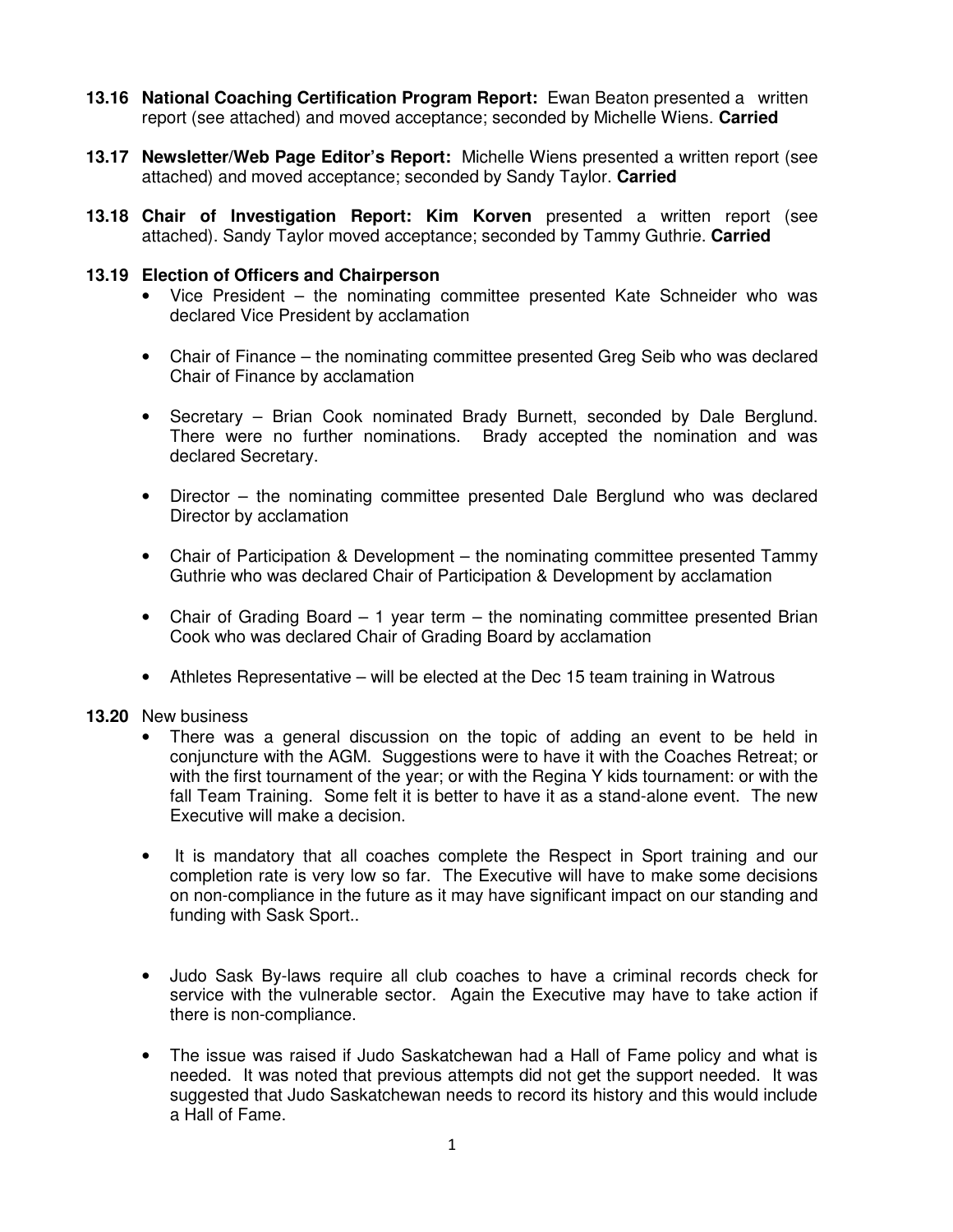**13.16 National Coaching Certification Program Report:** Ewan Beaton presented a written report (see attached) and moved acceptance; seconded by Michelle Wiens. **Carried**

**13.17 Newsletter/Web Page Editor's Report:** Michelle Wiens presented a written report (see attached) and moved acceptance; seconded by Sandy Taylor. **Carried**

**13.18 Chair of Investigation Report: Kim Korven** presented a written report (see attached). Sandy Taylor moved acceptance; seconded by Tammy Guthrie. **Carried**

**13.19 Election of Officers and Chairperson**

- Vice President – the nominating committee presented Kate Schneider who was declared Vice President by acclamation
- Chair of Finance – the nominating committee presented Greg Seib who was declared Chair of Finance by acclamation
- Secretary – Brian Cook nominated Brady Burnett, seconded by Dale Berglund. There were no further nominations. Brady accepted the nomination and was declared Secretary.
- Director – the nominating committee presented Dale Berglund who was declared Director by acclamation
- Chair of Participation & Development – the nominating committee presented Tammy Guthrie who was declared Chair of Participation & Development by acclamation
- Chair of Grading Board – 1 year term – the nominating committee presented Brian Cook who was declared Chair of Grading Board by acclamation
- Athletes Representative – will be elected at the Dec 15 team training in Watrous

**13.20** New business

- There was a general discussion on the topic of adding an event to be held in conjuncture with the AGM. Suggestions were to have it with the Coaches Retreat; or with the first tournament of the year; or with the Regina Y kids tournament: or with the fall Team Training. Some felt it is better to have it as a stand-alone event. The new Executive will make a decision.
- It is mandatory that all coaches complete the Respect in Sport training and our completion rate is very low so far. The Executive will have to make some decisions on non-compliance in the future as it may have significant impact on our standing and funding with Sask Sport..
- Judo Sask By-laws require all club coaches to have a criminal records check for service with the vulnerable sector. Again the Executive may have to take action if there is non-compliance.
- The issue was raised if Judo Saskatchewan had a Hall of Fame policy and what is needed. It was noted that previous attempts did not get the support needed. It was suggested that Judo Saskatchewan needs to record its history and this would include a Hall of Fame.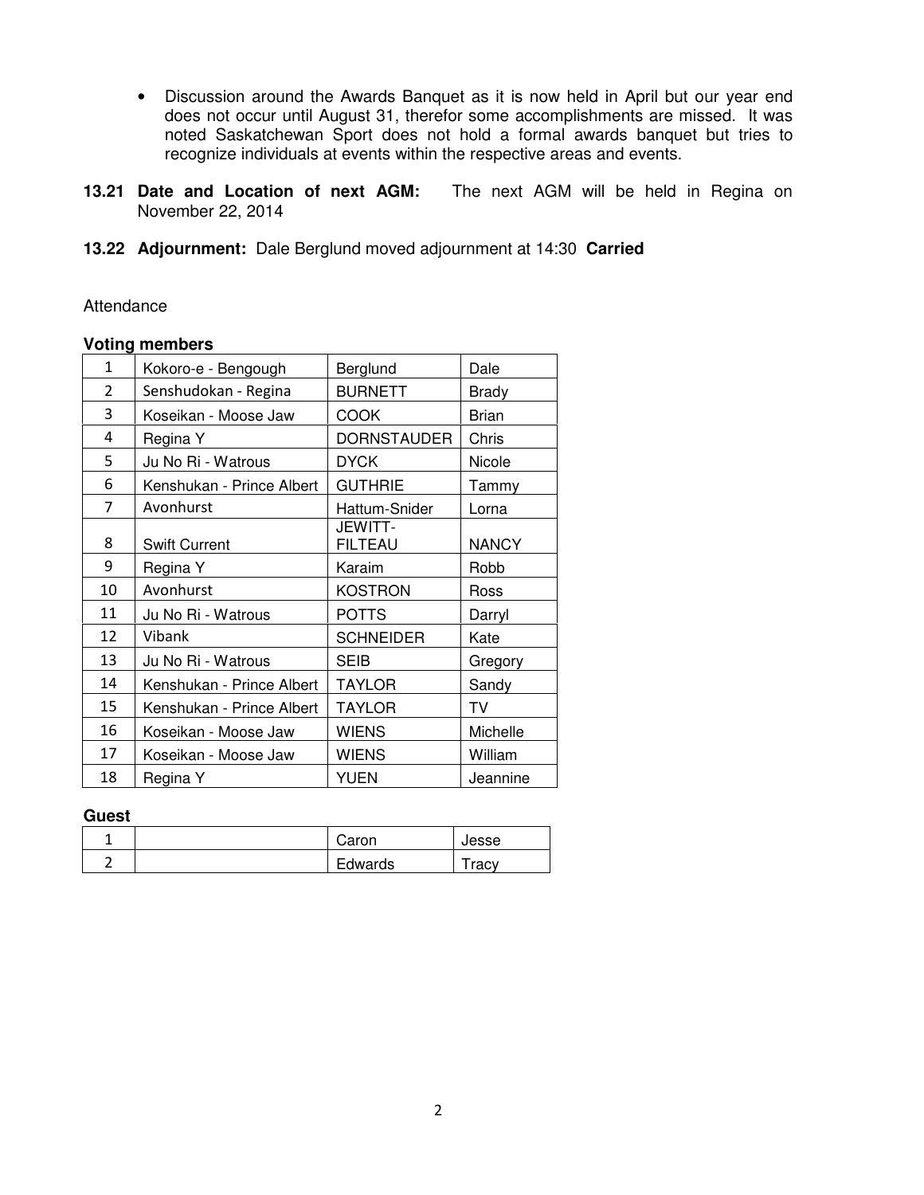- Discussion around the Awards Banquet as it is now held in April but our year end does not occur until August 31, therefor some accomplishments are missed. It was noted Saskatchewan Sport does not hold a formal awards banquet but tries to recognize individuals at events within the respective areas and events.

**13.21 Date and Location of next AGM:** The next AGM will be held in Regina on November 22, 2014

**13.22 Adjournment:** Dale Berglund moved adjournment at 14:30 **Carried**

Attendance

**Voting members**

| | | | |
|---|---|---|---|
| 1 | Kokoro-e - Bengough | Berglund | Dale |
| 2 | Senshudokan - Regina | BURNETT | Brady |
| 3 | Koseikan - Moose Jaw | COOK | Brian |
| 4 | Regina Y | DORNSTAUDER | Chris |
| 5 | Ju No Ri - Watrous | DYCK | Nicole |
| 6 | Kenshukan - Prince Albert | GUTHRIE | Tammy |
| 7 | Avonhurst | Hattum-Snider | Lorna |
| 8 | Swift Current | JEWITT-FILTEAU | NANCY |
| 9 | Regina Y | Karaim | Robb |
| 10 | Avonhurst | KOSTRON | Ross |
| 11 | Ju No Ri - Watrous | POTTS | Darryl |
| 12 | Vibank | SCHNEIDER | Kate |
| 13 | Ju No Ri - Watrous | SEIB | Gregory |
| 14 | Kenshukan - Prince Albert | TAYLOR | Sandy |
| 15 | Kenshukan - Prince Albert | TAYLOR | TV |
| 16 | Koseikan - Moose Jaw | WIENS | Michelle |
| 17 | Koseikan - Moose Jaw | WIENS | William |
| 18 | Regina Y | YUEN | Jeannine |

**Guest**

| | | | |
|---|---|---|---|
| 1 | | Caron | Jesse |
| 2 | | Edwards | Tracy |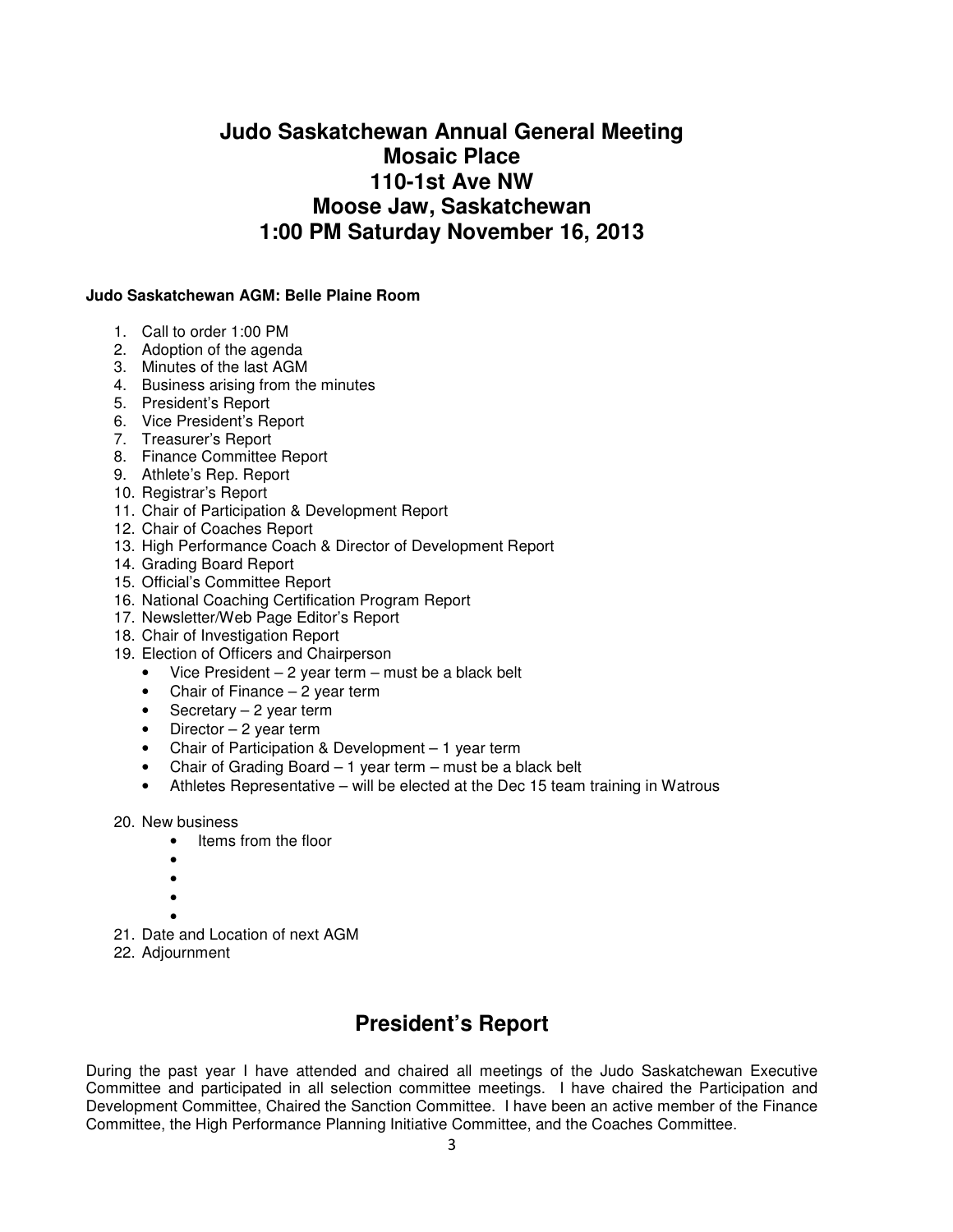# Judo Saskatchewan Annual General Meeting
# Mosaic Place
# 110-1st Ave NW
# Moose Jaw, Saskatchewan
# 1:00 PM Saturday November 16, 2013

**Judo Saskatchewan AGM: Belle Plaine Room**

1. Call to order 1:00 PM
2. Adoption of the agenda
3. Minutes of the last AGM
4. Business arising from the minutes
5. President's Report
6. Vice President's Report
7. Treasurer's Report
8. Finance Committee Report
9. Athlete's Rep. Report
10. Registrar's Report
11. Chair of Participation & Development Report
12. Chair of Coaches Report
13. High Performance Coach & Director of Development Report
14. Grading Board Report
15. Official's Committee Report
16. National Coaching Certification Program Report
17. Newsletter/Web Page Editor's Report
18. Chair of Investigation Report
19. Election of Officers and Chairperson
    - Vice President – 2 year term – must be a black belt
    - Chair of Finance – 2 year term
    - Secretary – 2 year term
    - Director – 2 year term
    - Chair of Participation & Development – 1 year term
    - Chair of Grading Board – 1 year term – must be a black belt
    - Athletes Representative – will be elected at the Dec 15 team training in Watrous
20. New business
    - Items from the floor
    -
    -
    -
    -
21. Date and Location of next AGM
22. Adjournment

## President's Report

During the past year I have attended and chaired all meetings of the Judo Saskatchewan Executive Committee and participated in all selection committee meetings. I have chaired the Participation and Development Committee, Chaired the Sanction Committee. I have been an active member of the Finance Committee, the High Performance Planning Initiative Committee, and the Coaches Committee.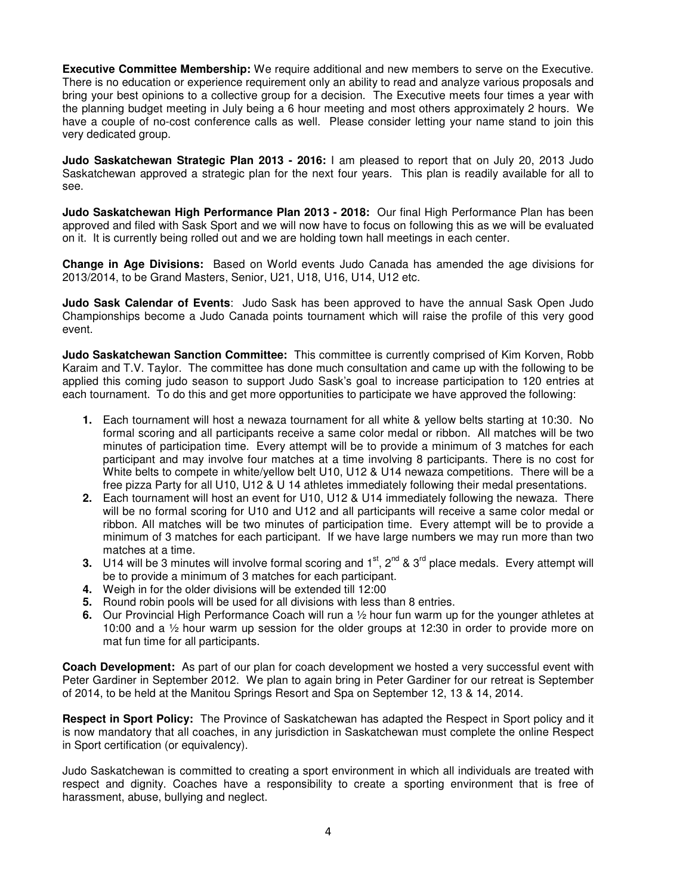**Executive Committee Membership:** We require additional and new members to serve on the Executive. There is no education or experience requirement only an ability to read and analyze various proposals and bring your best opinions to a collective group for a decision. The Executive meets four times a year with the planning budget meeting in July being a 6 hour meeting and most others approximately 2 hours. We have a couple of no-cost conference calls as well. Please consider letting your name stand to join this very dedicated group.

**Judo Saskatchewan Strategic Plan 2013 - 2016:** I am pleased to report that on July 20, 2013 Judo Saskatchewan approved a strategic plan for the next four years. This plan is readily available for all to see.

**Judo Saskatchewan High Performance Plan 2013 - 2018:** Our final High Performance Plan has been approved and filed with Sask Sport and we will now have to focus on following this as we will be evaluated on it. It is currently being rolled out and we are holding town hall meetings in each center.

**Change in Age Divisions:** Based on World events Judo Canada has amended the age divisions for 2013/2014, to be Grand Masters, Senior, U21, U18, U16, U14, U12 etc.

**Judo Sask Calendar of Events**: Judo Sask has been approved to have the annual Sask Open Judo Championships become a Judo Canada points tournament which will raise the profile of this very good event.

**Judo Saskatchewan Sanction Committee:** This committee is currently comprised of Kim Korven, Robb Karaim and T.V. Taylor. The committee has done much consultation and came up with the following to be applied this coming judo season to support Judo Sask's goal to increase participation to 120 entries at each tournament. To do this and get more opportunities to participate we have approved the following:

1. Each tournament will host a newaza tournament for all white & yellow belts starting at 10:30. No formal scoring and all participants receive a same color medal or ribbon. All matches will be two minutes of participation time. Every attempt will be to provide a minimum of 3 matches for each participant and may involve four matches at a time involving 8 participants. There is no cost for White belts to compete in white/yellow belt U10, U12 & U14 newaza competitions. There will be a free pizza Party for all U10, U12 & U 14 athletes immediately following their medal presentations.
2. Each tournament will host an event for U10, U12 & U14 immediately following the newaza. There will be no formal scoring for U10 and U12 and all participants will receive a same color medal or ribbon. All matches will be two minutes of participation time. Every attempt will be to provide a minimum of 3 matches for each participant. If we have large numbers we may run more than two matches at a time.
3. U14 will be 3 minutes will involve formal scoring and 1st, 2nd & 3rd place medals. Every attempt will be to provide a minimum of 3 matches for each participant.
4. Weigh in for the older divisions will be extended till 12:00
5. Round robin pools will be used for all divisions with less than 8 entries.
6. Our Provincial High Performance Coach will run a ½ hour fun warm up for the younger athletes at 10:00 and a ½ hour warm up session for the older groups at 12:30 in order to provide more on mat fun time for all participants.

**Coach Development:** As part of our plan for coach development we hosted a very successful event with Peter Gardiner in September 2012. We plan to again bring in Peter Gardiner for our retreat is September of 2014, to be held at the Manitou Springs Resort and Spa on September 12, 13 & 14, 2014.

**Respect in Sport Policy:** The Province of Saskatchewan has adapted the Respect in Sport policy and it is now mandatory that all coaches, in any jurisdiction in Saskatchewan must complete the online Respect in Sport certification (or equivalency).

Judo Saskatchewan is committed to creating a sport environment in which all individuals are treated with respect and dignity. Coaches have a responsibility to create a sporting environment that is free of harassment, abuse, bullying and neglect.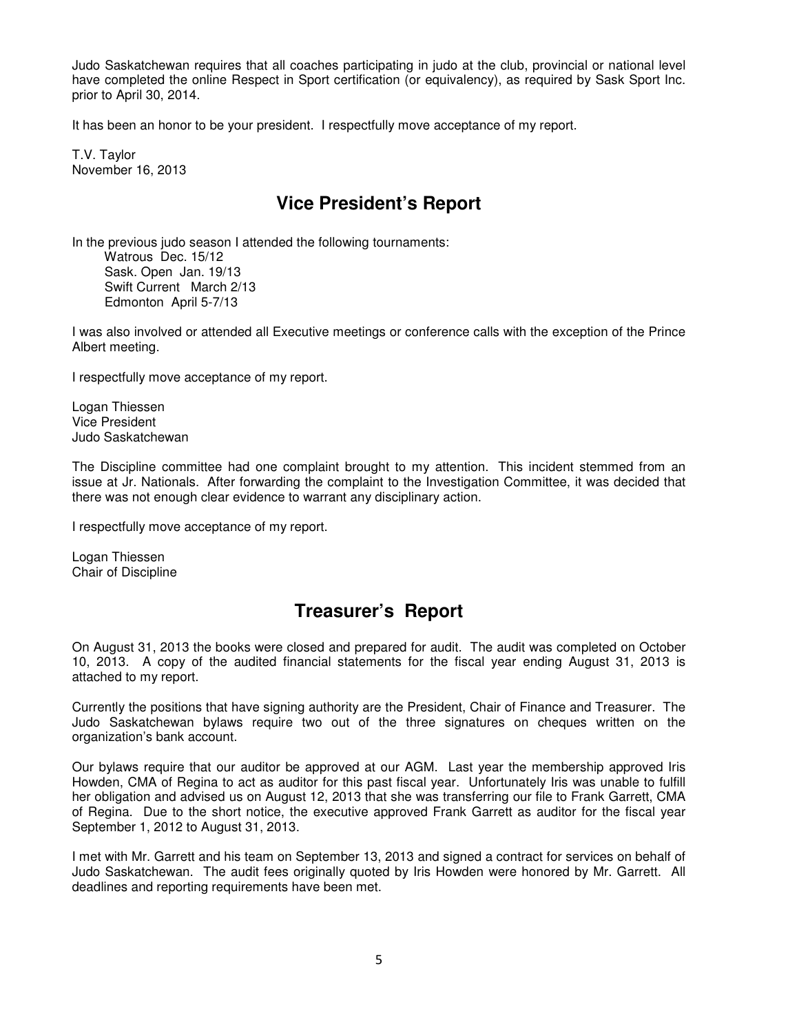Judo Saskatchewan requires that all coaches participating in judo at the club, provincial or national level have completed the online Respect in Sport certification (or equivalency), as required by Sask Sport Inc. prior to April 30, 2014.

It has been an honor to be your president. I respectfully move acceptance of my report.

T.V. Taylor
November 16, 2013

## Vice President's Report

In the previous judo season I attended the following tournaments:

Watrous Dec. 15/12
Sask. Open Jan. 19/13
Swift Current March 2/13
Edmonton April 5-7/13

I was also involved or attended all Executive meetings or conference calls with the exception of the Prince Albert meeting.

I respectfully move acceptance of my report.

Logan Thiessen
Vice President
Judo Saskatchewan

The Discipline committee had one complaint brought to my attention. This incident stemmed from an issue at Jr. Nationals. After forwarding the complaint to the Investigation Committee, it was decided that there was not enough clear evidence to warrant any disciplinary action.

I respectfully move acceptance of my report.

Logan Thiessen
Chair of Discipline

## Treasurer's Report

On August 31, 2013 the books were closed and prepared for audit. The audit was completed on October 10, 2013. A copy of the audited financial statements for the fiscal year ending August 31, 2013 is attached to my report.

Currently the positions that have signing authority are the President, Chair of Finance and Treasurer. The Judo Saskatchewan bylaws require two out of the three signatures on cheques written on the organization's bank account.

Our bylaws require that our auditor be approved at our AGM. Last year the membership approved Iris Howden, CMA of Regina to act as auditor for this past fiscal year. Unfortunately Iris was unable to fulfill her obligation and advised us on August 12, 2013 that she was transferring our file to Frank Garrett, CMA of Regina. Due to the short notice, the executive approved Frank Garrett as auditor for the fiscal year September 1, 2012 to August 31, 2013.

I met with Mr. Garrett and his team on September 13, 2013 and signed a contract for services on behalf of Judo Saskatchewan. The audit fees originally quoted by Iris Howden were honored by Mr. Garrett. All deadlines and reporting requirements have been met.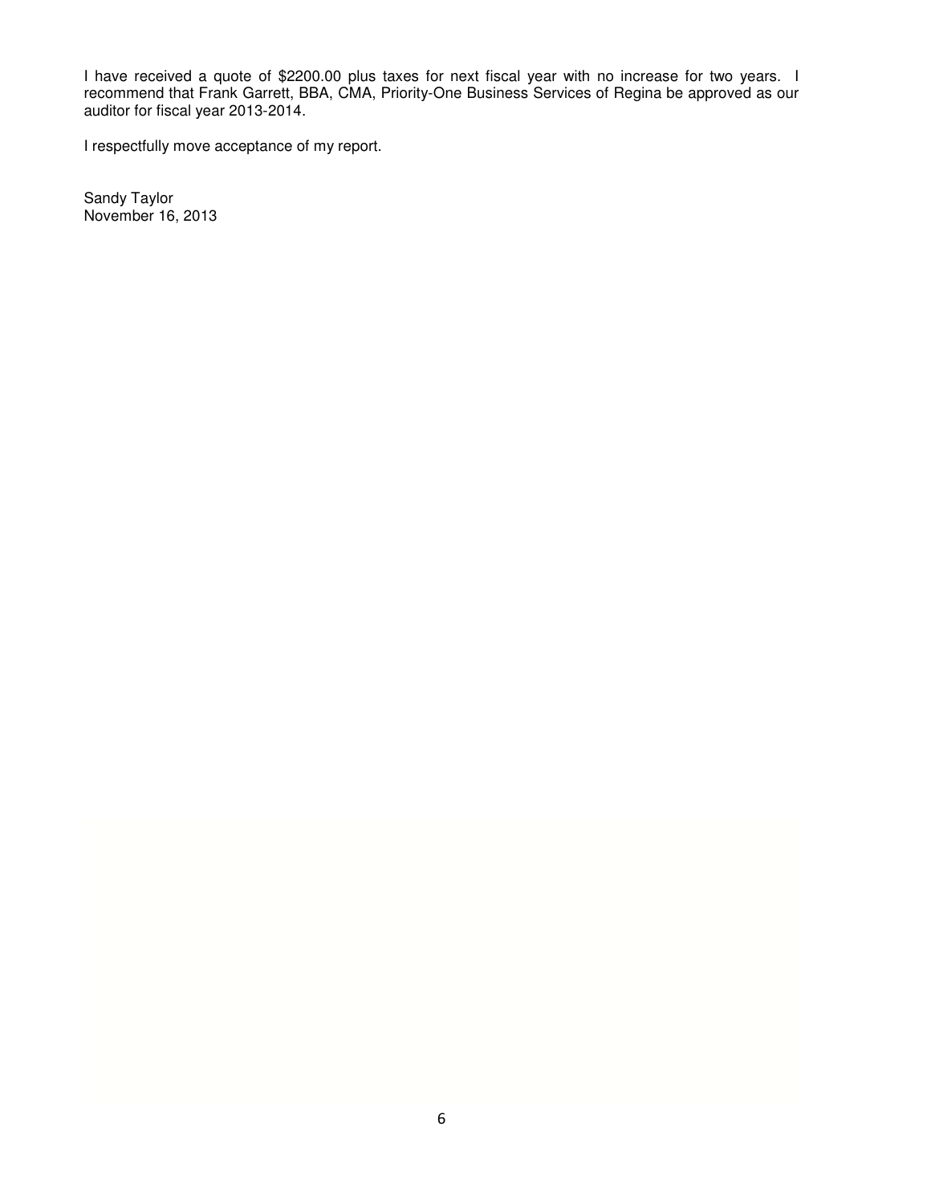I have received a quote of $2200.00 plus taxes for next fiscal year with no increase for two years. I recommend that Frank Garrett, BBA, CMA, Priority-One Business Services of Regina be approved as our auditor for fiscal year 2013-2014.

I respectfully move acceptance of my report.

Sandy Taylor
November 16, 2013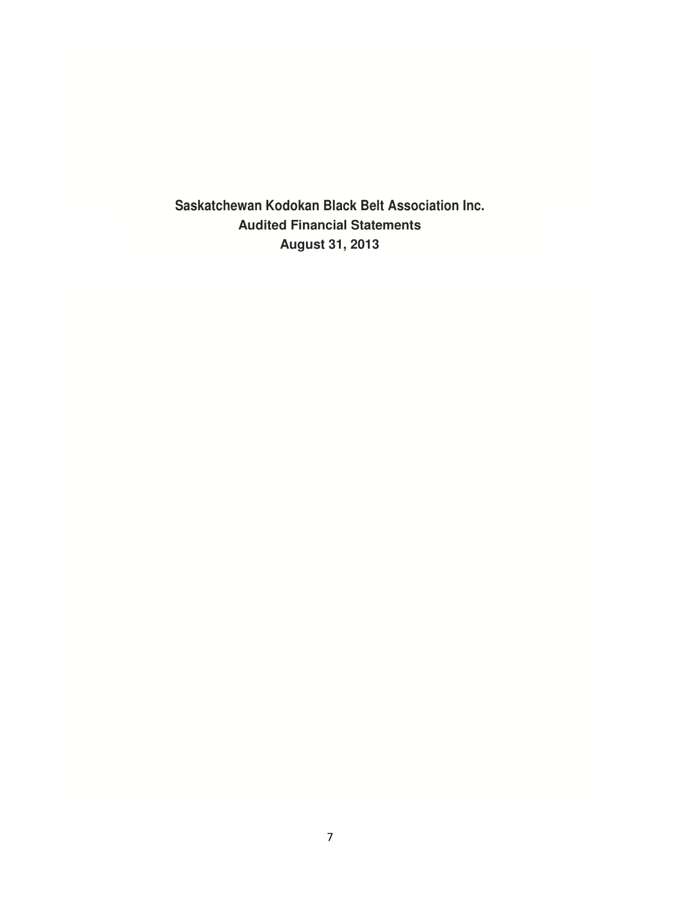# Saskatchewan Kodokan Black Belt Association Inc.

## Audited Financial Statements

## August 31, 2013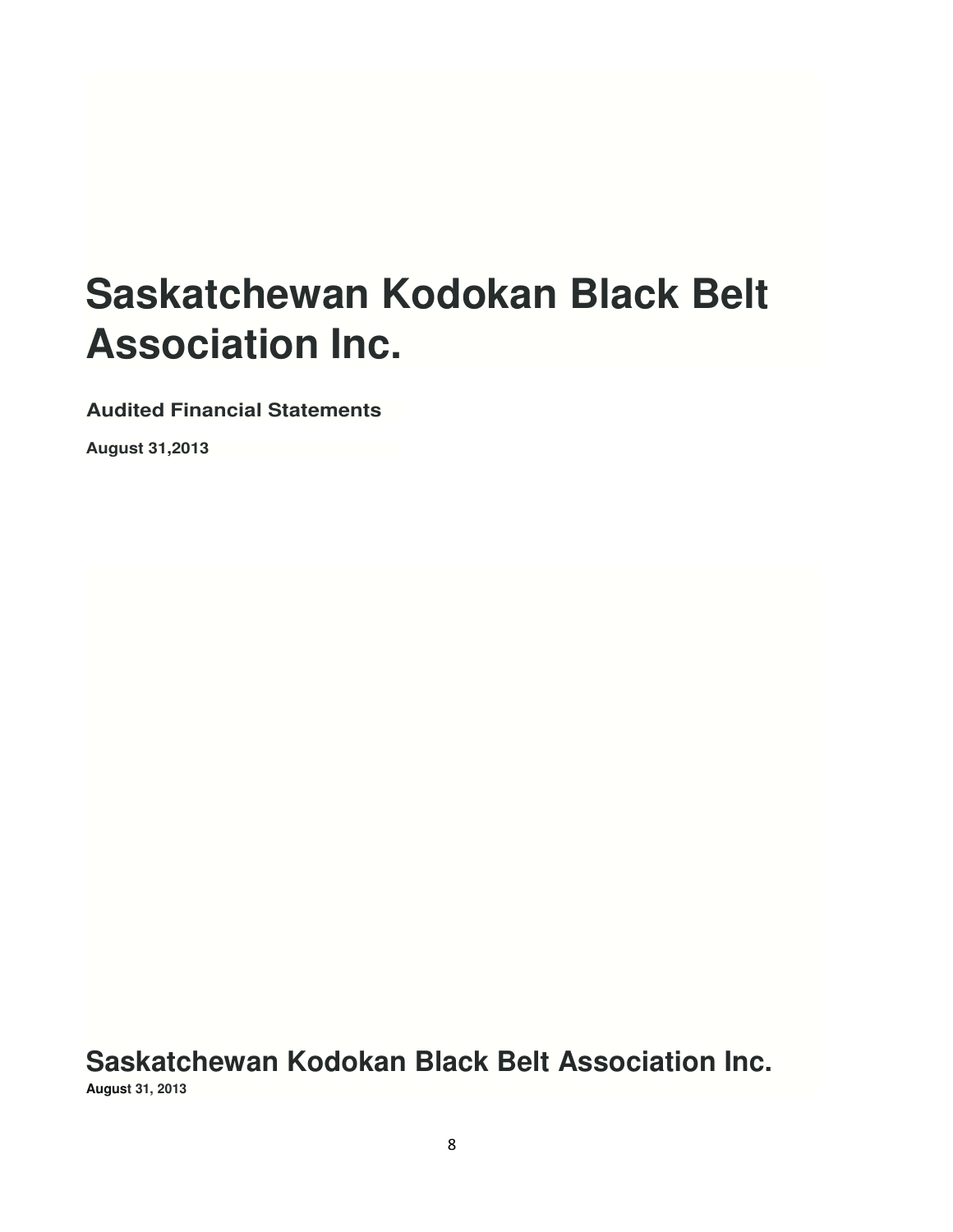# Saskatchewan Kodokan Black Belt Association Inc.

### Audited Financial Statements

**August 31,2013**

## Saskatchewan Kodokan Black Belt Association Inc.

**August 31, 2013**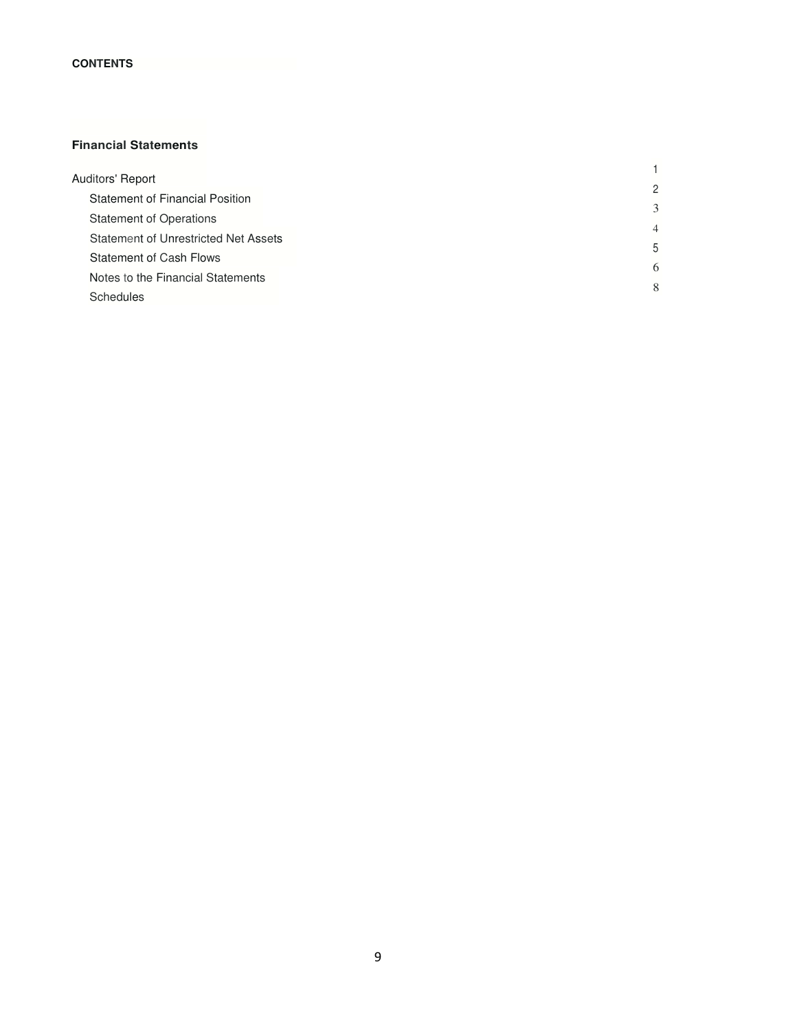**CONTENTS**

**Financial Statements**

| | |
|---|---|
| Auditors' Report | 1 |
| Statement of Financial Position | 2 |
| Statement of Operations | 3 |
| Statement of Unrestricted Net Assets | 4 |
| Statement of Cash Flows | 5 |
| Notes to the Financial Statements | 6 |
| Schedules | 8 |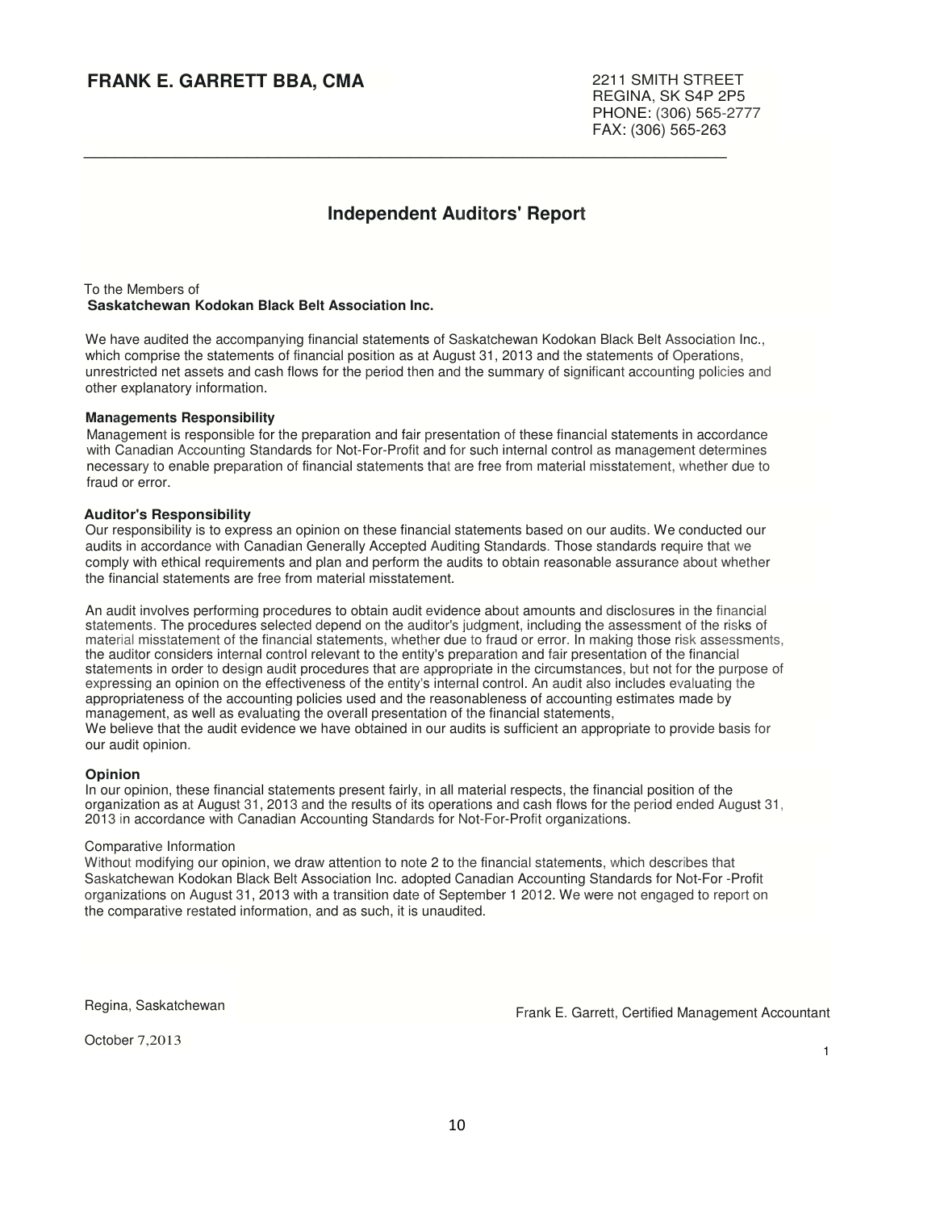**FRANK E. GARRETT BBA, CMA**

2211 SMITH STREET
REGINA, SK S4P 2P5
PHONE: (306) 565-2777
FAX: (306) 565-263

## Independent Auditors' Report

To the Members of
**Saskatchewan Kodokan Black Belt Association Inc.**

We have audited the accompanying financial statements of Saskatchewan Kodokan Black Belt Association Inc., which comprise the statements of financial position as at August 31, 2013 and the statements of Operations, unrestricted net assets and cash flows for the period then and the summary of significant accounting policies and other explanatory information.

**Managements Responsibility**

Management is responsible for the preparation and fair presentation of these financial statements in accordance with Canadian Accounting Standards for Not-For-Profit and for such internal control as management determines necessary to enable preparation of financial statements that are free from material misstatement, whether due to fraud or error.

**Auditor's Responsibility**

Our responsibility is to express an opinion on these financial statements based on our audits. We conducted our audits in accordance with Canadian Generally Accepted Auditing Standards. Those standards require that we comply with ethical requirements and plan and perform the audits to obtain reasonable assurance about whether the financial statements are free from material misstatement.

An audit involves performing procedures to obtain audit evidence about amounts and disclosures in the financial statements. The procedures selected depend on the auditor's judgment, including the assessment of the risks of material misstatement of the financial statements, whether due to fraud or error. In making those risk assessments, the auditor considers internal control relevant to the entity's preparation and fair presentation of the financial statements in order to design audit procedures that are appropriate in the circumstances, but not for the purpose of expressing an opinion on the effectiveness of the entity's internal control. An audit also includes evaluating the appropriateness of the accounting policies used and the reasonableness of accounting estimates made by management, as well as evaluating the overall presentation of the financial statements,
We believe that the audit evidence we have obtained in our audits is sufficient an appropriate to provide basis for our audit opinion.

**Opinion**

In our opinion, these financial statements present fairly, in all material respects, the financial position of the organization as at August 31, 2013 and the results of its operations and cash flows for the period ended August 31, 2013 in accordance with Canadian Accounting Standards for Not-For-Profit organizations.

Comparative Information

Without modifying our opinion, we draw attention to note 2 to the financial statements, which describes that Saskatchewan Kodokan Black Belt Association Inc. adopted Canadian Accounting Standards for Not-For -Profit organizations on August 31, 2013 with a transition date of September 1 2012. We were not engaged to report on the comparative restated information, and as such, it is unaudited.

Regina, Saskatchewan

Frank E. Garrett, Certified Management Accountant

October 7,2013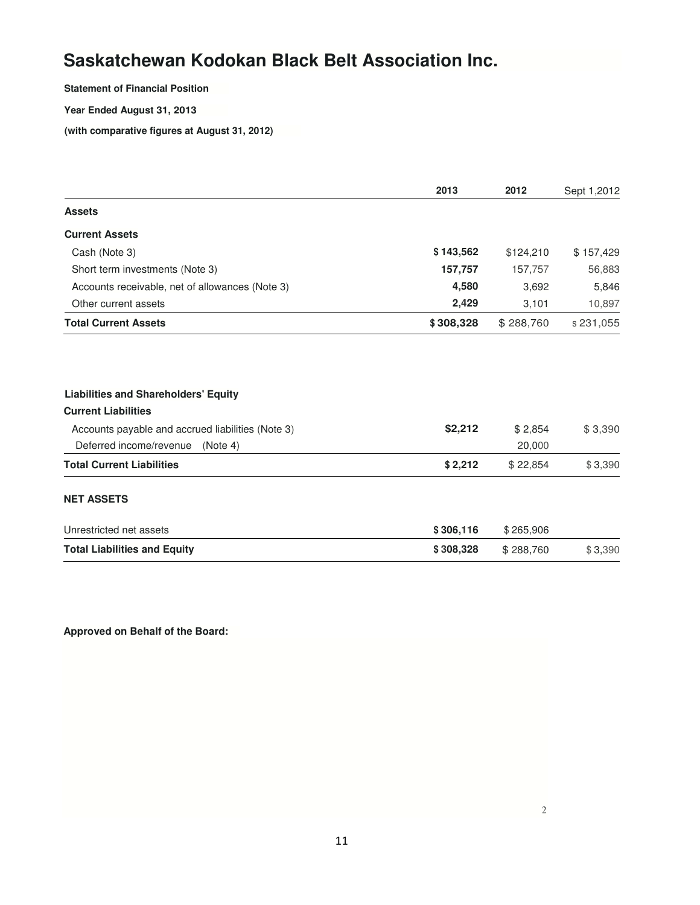# Saskatchewan Kodokan Black Belt Association Inc.

**Statement of Financial Position**

**Year Ended August 31, 2013**

**(with comparative figures at August 31, 2012)**

| | 2013 | 2012 | Sept 1,2012 |
|---|---|---|---|
| **Assets** | | | |
| **Current Assets** | | | |
| Cash (Note 3) | **$ 143,562** | $124,210 | $ 157,429 |
| Short term investments (Note 3) | **157,757** | 157,757 | 56,883 |
| Accounts receivable, net of allowances (Note 3) | **4,580** | 3,692 | 5,846 |
| Other current assets | **2,429** | 3,101 | 10,897 |
| **Total Current Assets** | **$ 308,328** | $ 288,760 | $ 231,055 |

| | 2013 | 2012 | Sept 1,2012 |
|---|---|---|---|
| **Liabilities and Shareholders' Equity** | | | |
| **Current Liabilities** | | | |
| Accounts payable and accrued liabilities (Note 3) | **$2,212** | $ 2,854 | $ 3,390 |
| Deferred income/revenue (Note 4) | | 20,000 | |
| **Total Current Liabilities** | **$ 2,212** | $ 22,854 | $ 3,390 |
| **NET ASSETS** | | | |
| Unrestricted net assets | **$ 306,116** | $ 265,906 | |
| **Total Liabilities and Equity** | **$ 308,328** | $ 288,760 | $ 3,390 |

**Approved on Behalf of the Board:**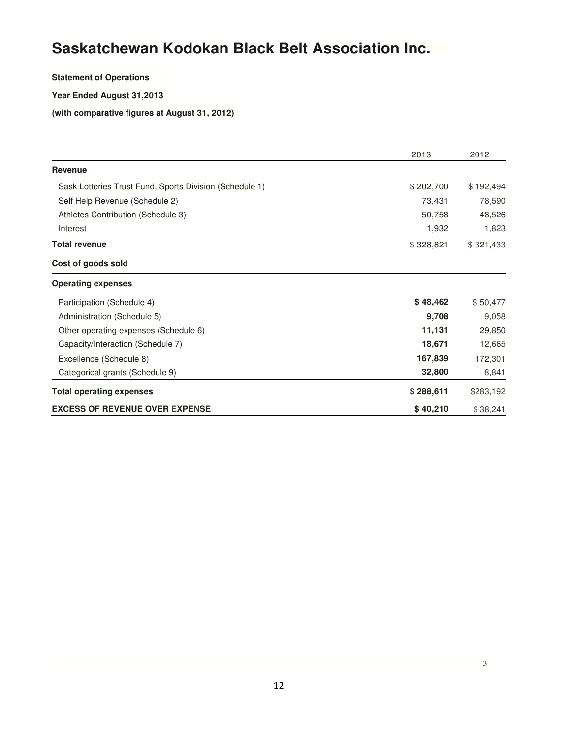# Saskatchewan Kodokan Black Belt Association Inc.

**Statement of Operations**

**Year Ended August 31,2013**

**(with comparative figures at August 31, 2012)**

| | 2013 | 2012 |
|---|---|---|
| **Revenue** | | |
| Sask Lotteries Trust Fund, Sports Division (Schedule 1) | $ 202,700 | $ 192,494 |
| Self Help Revenue (Schedule 2) | 73,431 | 78,590 |
| Athletes Contribution (Schedule 3) | 50,758 | 48,526 |
| Interest | 1,932 | 1,823 |
| **Total revenue** | $ 328,821 | $ 321,433 |
| **Cost of goods sold** | | |
| **Operating expenses** | | |
| Participation (Schedule 4) | **$ 48,462** | $ 50,477 |
| Administration (Schedule 5) | **9,708** | 9,058 |
| Other operating expenses (Schedule 6) | **11,131** | 29,850 |
| Capacity/Interaction (Schedule 7) | **18,671** | 12,665 |
| Excellence (Schedule 8) | **167,839** | 172,301 |
| Categorical grants (Schedule 9) | **32,800** | 8,841 |
| **Total operating expenses** | **$ 288,611** | $283,192 |
| **EXCESS OF REVENUE OVER EXPENSE** | **$ 40,210** | $ 38,241 |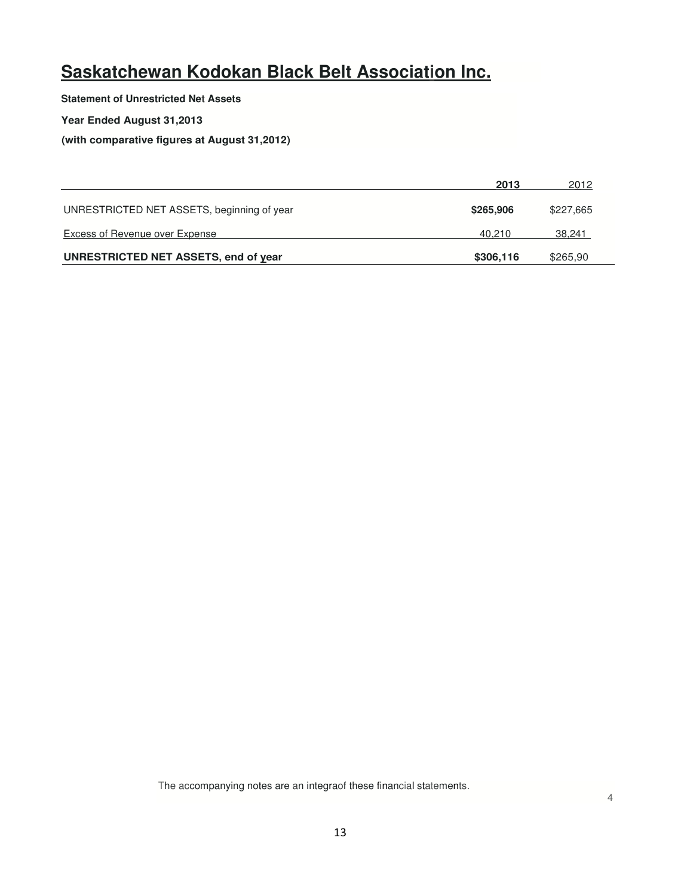# Saskatchewan Kodokan Black Belt Association Inc.

**Statement of Unrestricted Net Assets**

**Year Ended August 31,2013**

**(with comparative figures at August 31,2012)**

| | **2013** | 2012 |
|---|---|---|
| UNRESTRICTED NET ASSETS, beginning of year | **$265,906** | $227,665 |
| Excess of Revenue over Expense | 40,210 | 38,241 |
| **UNRESTRICTED NET ASSETS, end of year** | **$306,116** | $265,90 |

The accompanying notes are an integraof these financial statements.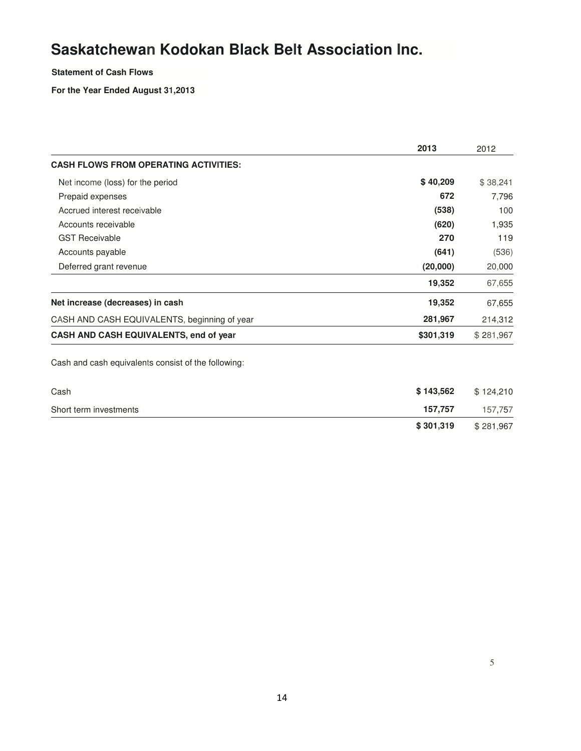# Saskatchewan Kodokan Black Belt Association Inc.

**Statement of Cash Flows**

**For the Year Ended August 31,2013**

| | **2013** | 2012 |
|---|---|---|
| **CASH FLOWS FROM OPERATING ACTIVITIES:** | | |
| Net income (loss) for the period | **$ 40,209** | $ 38,241 |
| Prepaid expenses | **672** | 7,796 |
| Accrued interest receivable | **(538)** | 100 |
| Accounts receivable | **(620)** | 1,935 |
| GST Receivable | **270** | 119 |
| Accounts payable | **(641)** | (536) |
| Deferred grant revenue | **(20,000)** | 20,000 |
| | **19,352** | 67,655 |
| **Net increase (decreases) in cash** | **19,352** | 67,655 |
| CASH AND CASH EQUIVALENTS, beginning of year | **281,967** | 214,312 |
| **CASH AND CASH EQUIVALENTS, end of year** | **$301,319** | $ 281,967 |

Cash and cash equivalents consist of the following:

| | | |
|---|---|---|
| Cash | **$ 143,562** | $ 124,210 |
| Short term investments | **157,757** | 157,757 |
| | **$ 301,319** | $ 281,967 |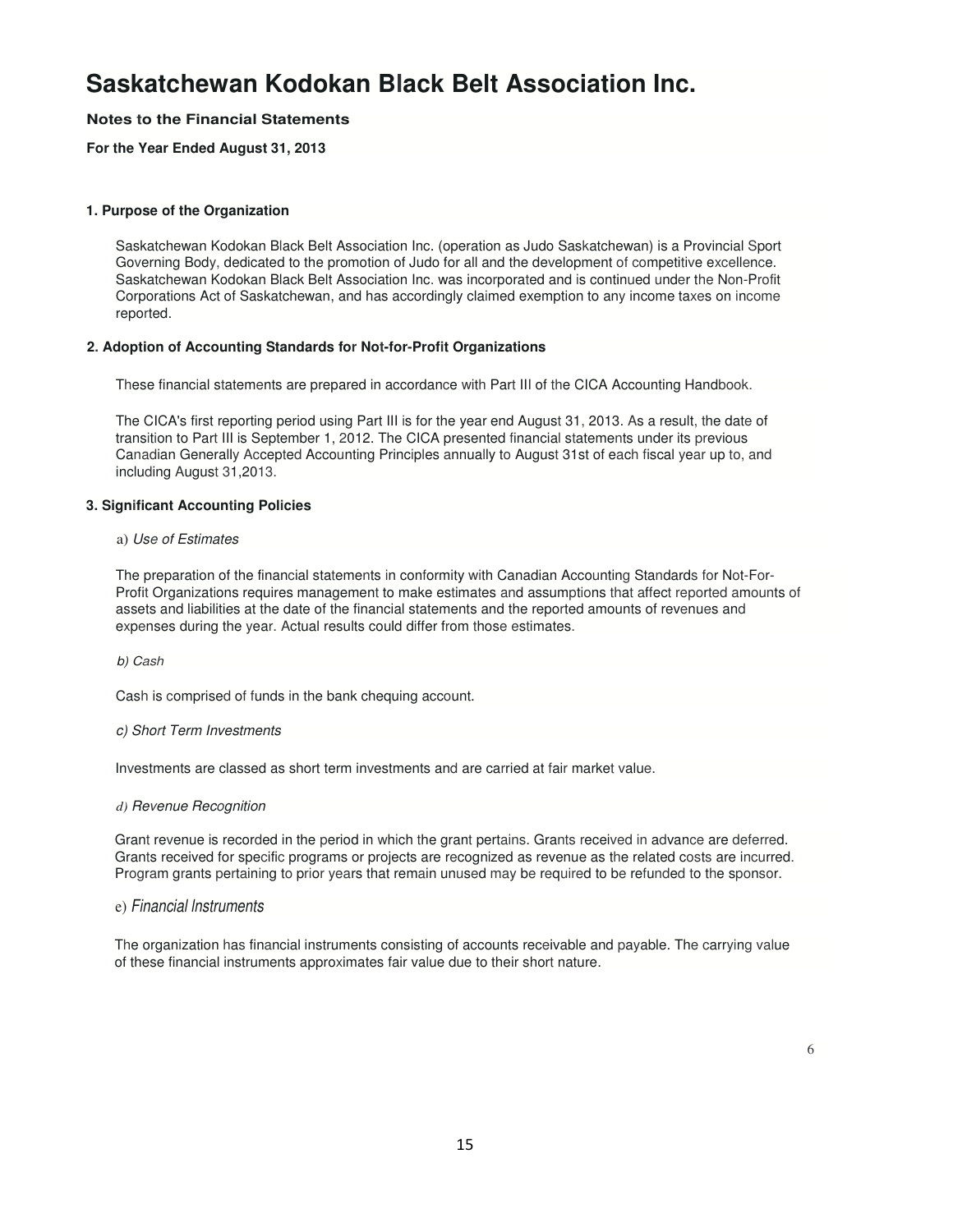# Saskatchewan Kodokan Black Belt Association Inc.

**Notes to the Financial Statements**

**For the Year Ended August 31, 2013**

### 1. Purpose of the Organization

Saskatchewan Kodokan Black Belt Association Inc. (operation as Judo Saskatchewan) is a Provincial Sport Governing Body, dedicated to the promotion of Judo for all and the development of competitive excellence. Saskatchewan Kodokan Black Belt Association Inc. was incorporated and is continued under the Non-Profit Corporations Act of Saskatchewan, and has accordingly claimed exemption to any income taxes on income reported.

### 2. Adoption of Accounting Standards for Not-for-Profit Organizations

These financial statements are prepared in accordance with Part III of the CICA Accounting Handbook.

The CICA's first reporting period using Part III is for the year end August 31, 2013. As a result, the date of transition to Part III is September 1, 2012. The CICA presented financial statements under its previous Canadian Generally Accepted Accounting Principles annually to August 31st of each fiscal year up to, and including August 31,2013.

### 3. Significant Accounting Policies

a) *Use of Estimates*

The preparation of the financial statements in conformity with Canadian Accounting Standards for Not-For-Profit Organizations requires management to make estimates and assumptions that affect reported amounts of assets and liabilities at the date of the financial statements and the reported amounts of revenues and expenses during the year. Actual results could differ from those estimates.

*b) Cash*

Cash is comprised of funds in the bank chequing account.

*c) Short Term Investments*

Investments are classed as short term investments and are carried at fair market value.

*d) Revenue Recognition*

Grant revenue is recorded in the period in which the grant pertains. Grants received in advance are deferred. Grants received for specific programs or projects are recognized as revenue as the related costs are incurred. Program grants pertaining to prior years that remain unused may be required to be refunded to the sponsor.

e) *Financial Instruments*

The organization has financial instruments consisting of accounts receivable and payable. The carrying value of these financial instruments approximates fair value due to their short nature.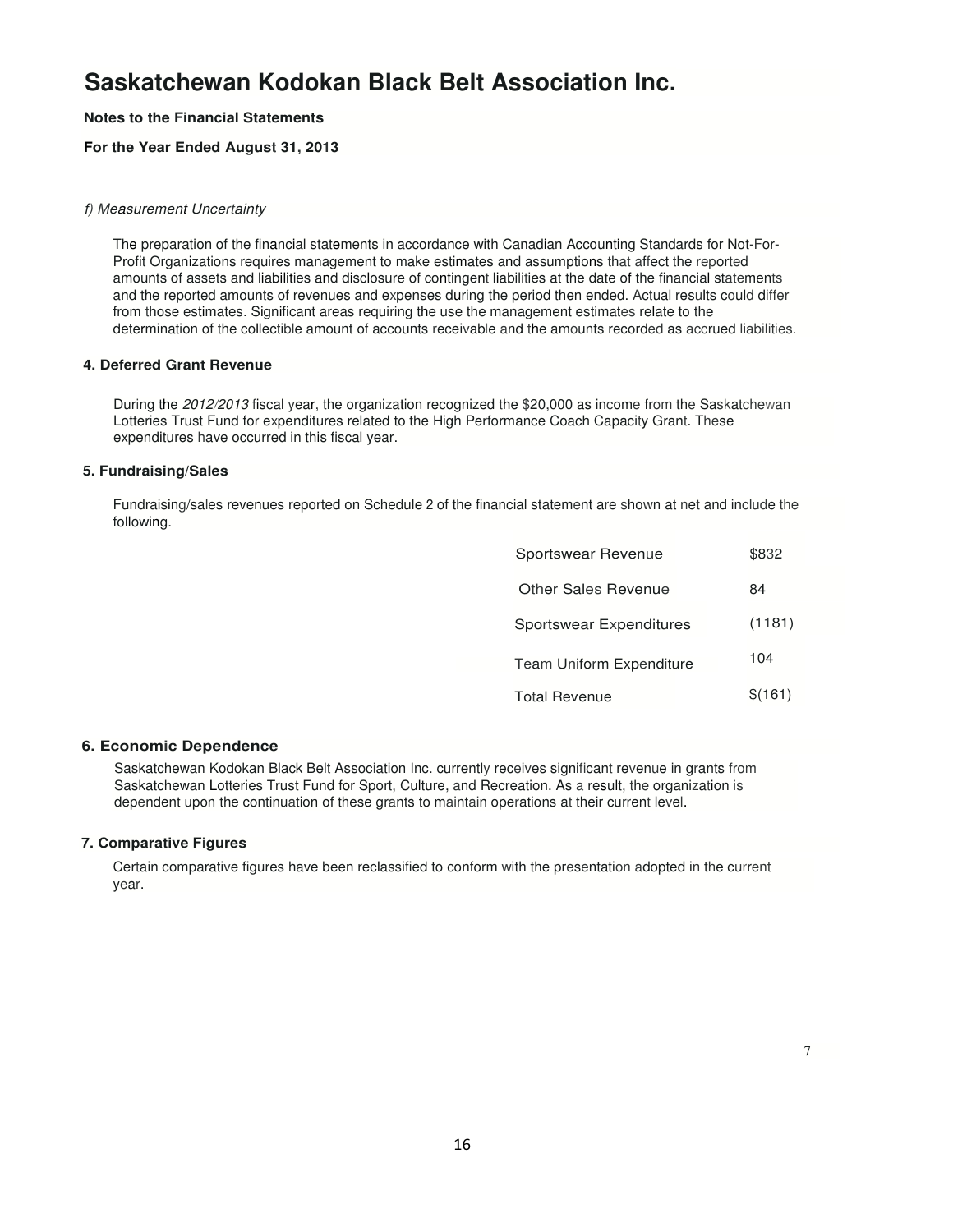# Saskatchewan Kodokan Black Belt Association Inc.

**Notes to the Financial Statements**

**For the Year Ended August 31, 2013**

*f) Measurement Uncertainty*

The preparation of the financial statements in accordance with Canadian Accounting Standards for Not-For-Profit Organizations requires management to make estimates and assumptions that affect the reported amounts of assets and liabilities and disclosure of contingent liabilities at the date of the financial statements and the reported amounts of revenues and expenses during the period then ended. Actual results could differ from those estimates. Significant areas requiring the use the management estimates relate to the determination of the collectible amount of accounts receivable and the amounts recorded as accrued liabilities.

### 4. Deferred Grant Revenue

During the *2012/2013* fiscal year, the organization recognized the $20,000 as income from the Saskatchewan Lotteries Trust Fund for expenditures related to the High Performance Coach Capacity Grant. These expenditures have occurred in this fiscal year.

### 5. Fundraising/Sales

Fundraising/sales revenues reported on Schedule 2 of the financial statement are shown at net and include the following.

| | |
|---|---|
| Sportswear Revenue | $832 |
| Other Sales Revenue | 84 |
| Sportswear Expenditures | (1181) |
| Team Uniform Expenditure | 104 |
| Total Revenue | $(161) |

### 6. Economic Dependence

Saskatchewan Kodokan Black Belt Association Inc. currently receives significant revenue in grants from Saskatchewan Lotteries Trust Fund for Sport, Culture, and Recreation. As a result, the organization is dependent upon the continuation of these grants to maintain operations at their current level.

### 7. Comparative Figures

Certain comparative figures have been reclassified to conform with the presentation adopted in the current year.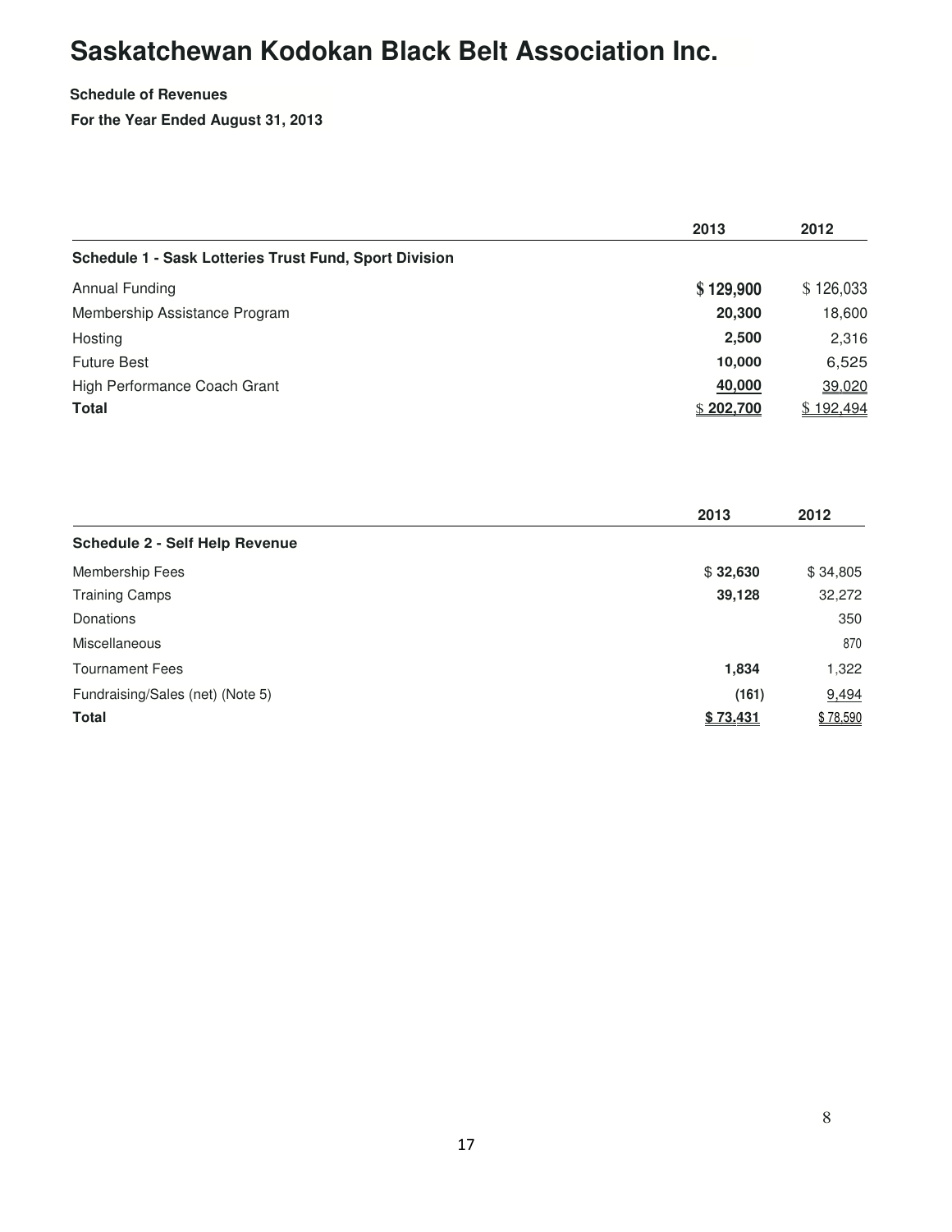# Saskatchewan Kodokan Black Belt Association Inc.

**Schedule of Revenues**

**For the Year Ended August 31, 2013**

| | 2013 | 2012 |
|---|---|---|
| **Schedule 1 - Sask Lotteries Trust Fund, Sport Division** | | |
| Annual Funding | **$ 129,900** | $ 126,033 |
| Membership Assistance Program | **20,300** | 18,600 |
| Hosting | **2,500** | 2,316 |
| Future Best | **10,000** | 6,525 |
| High Performance Coach Grant | **40,000** | 39,020 |
| **Total** | **$ 202,700** | $ 192,494 |

| | 2013 | 2012 |
|---|---|---|
| **Schedule 2 - Self Help Revenue** | | |
| Membership Fees | **$ 32,630** | $ 34,805 |
| Training Camps | **39,128** | 32,272 |
| Donations | | 350 |
| Miscellaneous | | 870 |
| Tournament Fees | **1,834** | 1,322 |
| Fundraising/Sales (net) (Note 5) | **(161)** | 9,494 |
| **Total** | **$ 73,431** | $ 78,590 |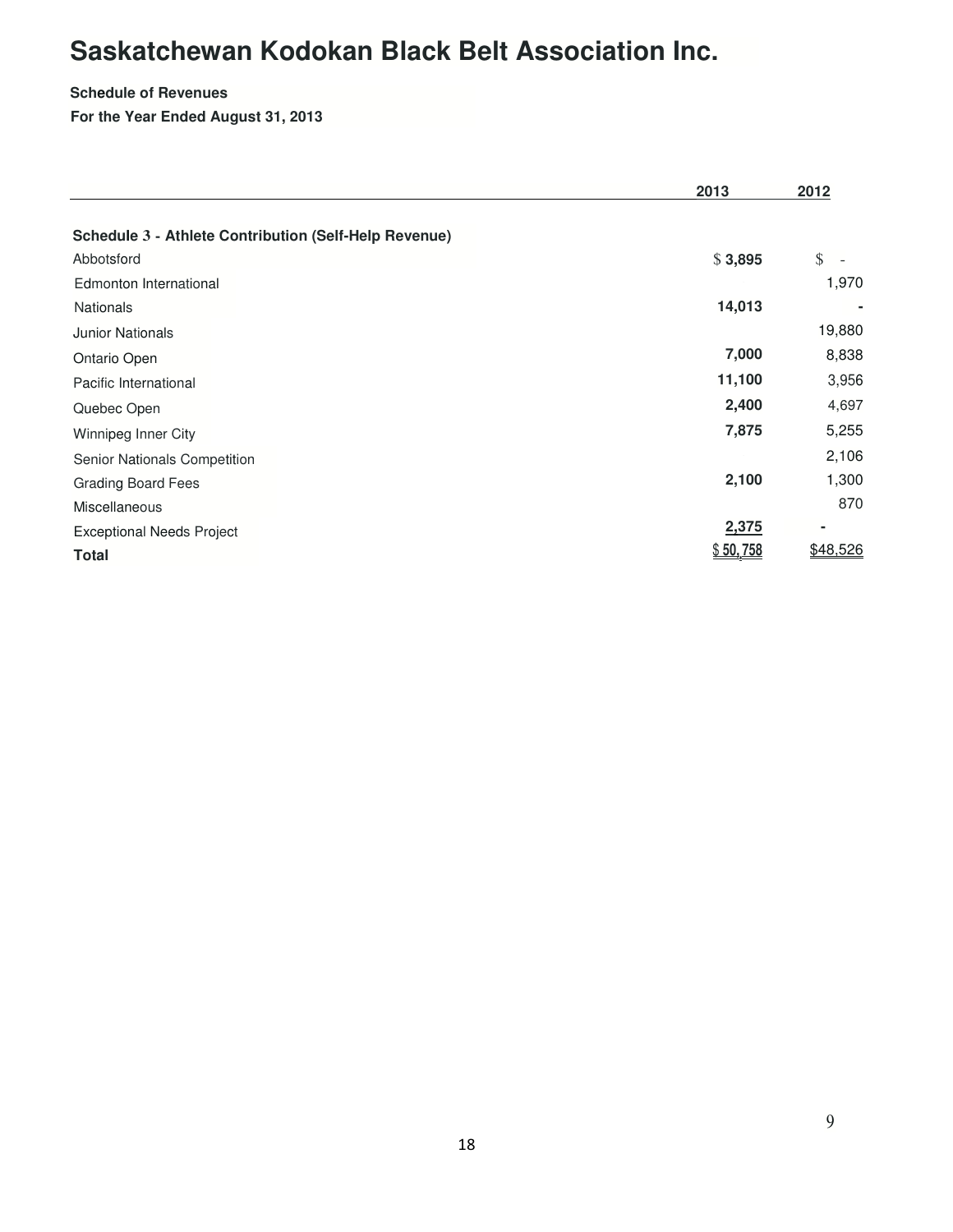# Saskatchewan Kodokan Black Belt Association Inc.

**Schedule of Revenues**

**For the Year Ended August 31, 2013**

| | 2013 | 2012 |
|---|---|---|
| **Schedule 3 - Athlete Contribution (Self-Help Revenue)** | | |
| Abbotsford | $ 3,895 | $ - |
| Edmonton International | | 1,970 |
| Nationals | 14,013 | - |
| Junior Nationals | | 19,880 |
| Ontario Open | 7,000 | 8,838 |
| Pacific International | 11,100 | 3,956 |
| Quebec Open | 2,400 | 4,697 |
| Winnipeg Inner City | 7,875 | 5,255 |
| Senior Nationals Competition | | 2,106 |
| Grading Board Fees | 2,100 | 1,300 |
| Miscellaneous | | 870 |
| Exceptional Needs Project | 2,375 | - |
| **Total** | $ 50,758 | $48,526 |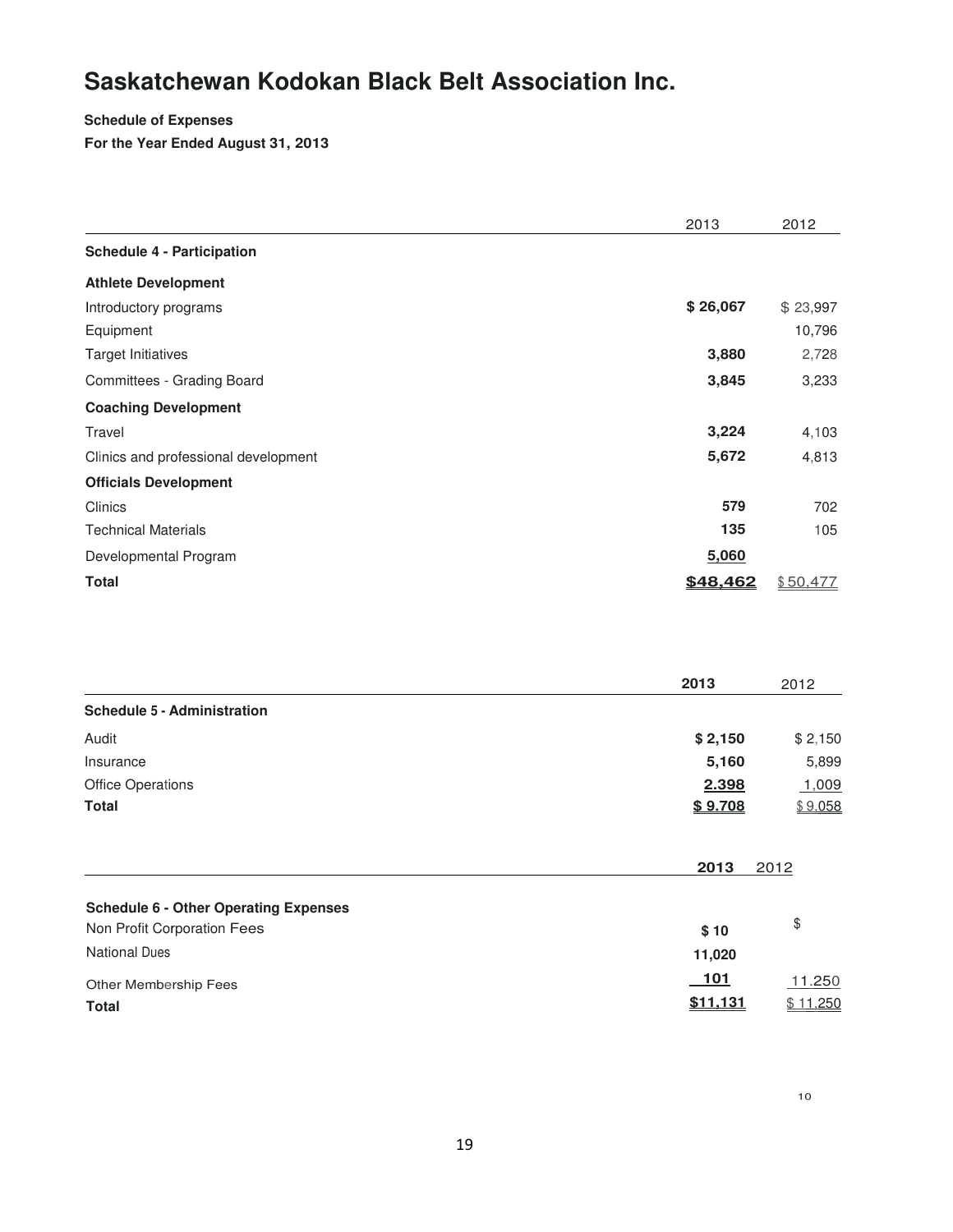# Saskatchewan Kodokan Black Belt Association Inc.

**Schedule of Expenses**

**For the Year Ended August 31, 2013**

| | 2013 | 2012 |
|---|---|---|
| **Schedule 4 - Participation** | | |
| **Athlete Development** | | |
| Introductory programs | **$ 26,067** | $ 23,997 |
| Equipment | | 10,796 |
| Target Initiatives | **3,880** | 2,728 |
| Committees - Grading Board | **3,845** | 3,233 |
| **Coaching Development** | | |
| Travel | **3,224** | 4,103 |
| Clinics and professional development | **5,672** | 4,813 |
| **Officials Development** | | |
| Clinics | **579** | 702 |
| Technical Materials | **135** | 105 |
| Developmental Program | **5,060** | |
| **Total** | **$48,462** | $ 50,477 |

| | 2013 | 2012 |
|---|---|---|
| **Schedule 5 - Administration** | | |
| Audit | **$ 2,150** | $ 2,150 |
| Insurance | **5,160** | 5,899 |
| Office Operations | **2.398** | 1,009 |
| **Total** | **$ 9.708** | $ 9,058 |

| | 2013 | 2012 |
|---|---|---|
| **Schedule 6 - Other Operating Expenses** | | |
| Non Profit Corporation Fees | **$ 10** | $ |
| National Dues | **11,020** | |
| Other Membership Fees | **101** | 11.250 |
| **Total** | **$11,131** | $ 11,250 |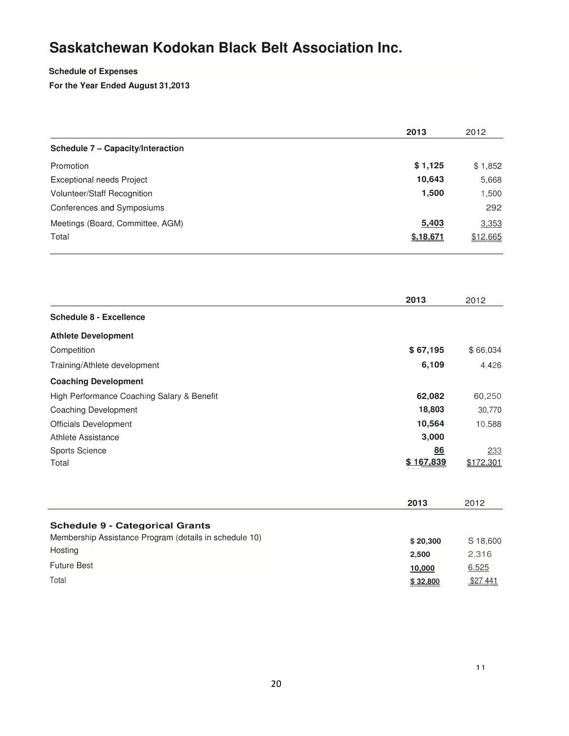# Saskatchewan Kodokan Black Belt Association Inc.

**Schedule of Expenses**

**For the Year Ended August 31,2013**

| | **2013** | 2012 |
|---|---|---|
| **Schedule 7 – Capacity/Interaction** | | |
| Promotion | **$ 1,125** | $ 1,852 |
| Exceptional needs Project | **10,643** | 5,668 |
| Volunteer/Staff Recognition | **1,500** | 1,500 |
| Conferences and Symposiums | | 292 |
| Meetings (Board, Committee, AGM) | **5,403** | 3,353 |
| Total | **$.18,671** | $12,665 |

| | **2013** | 2012 |
|---|---|---|
| **Schedule 8 - Excellence** | | |
| **Athlete Development** | | |
| Competition | **$ 67,195** | $ 66,034 |
| Training/Athlete development | **6,109** | 4,426 |
| **Coaching Development** | | |
| High Performance Coaching Salary & Benefit | **62,082** | 60,250 |
| Coaching Development | **18,803** | 30,770 |
| Officials Development | **10,564** | 10,588 |
| Athlete Assistance | **3,000** | |
| Sports Science | **86** | 233 |
| Total | **$ 167,839** | $172,301 |

| | **2013** | 2012 |
|---|---|---|
| **Schedule 9 - Categorical Grants** | | |
| Membership Assistance Program (details in schedule 10) | **$ 20,300** | S 18,600 |
| Hosting | **2,500** | 2,316 |
| Future Best | **10,000** | 6.525 |
| Total | **$ 32,800** | $27 441 |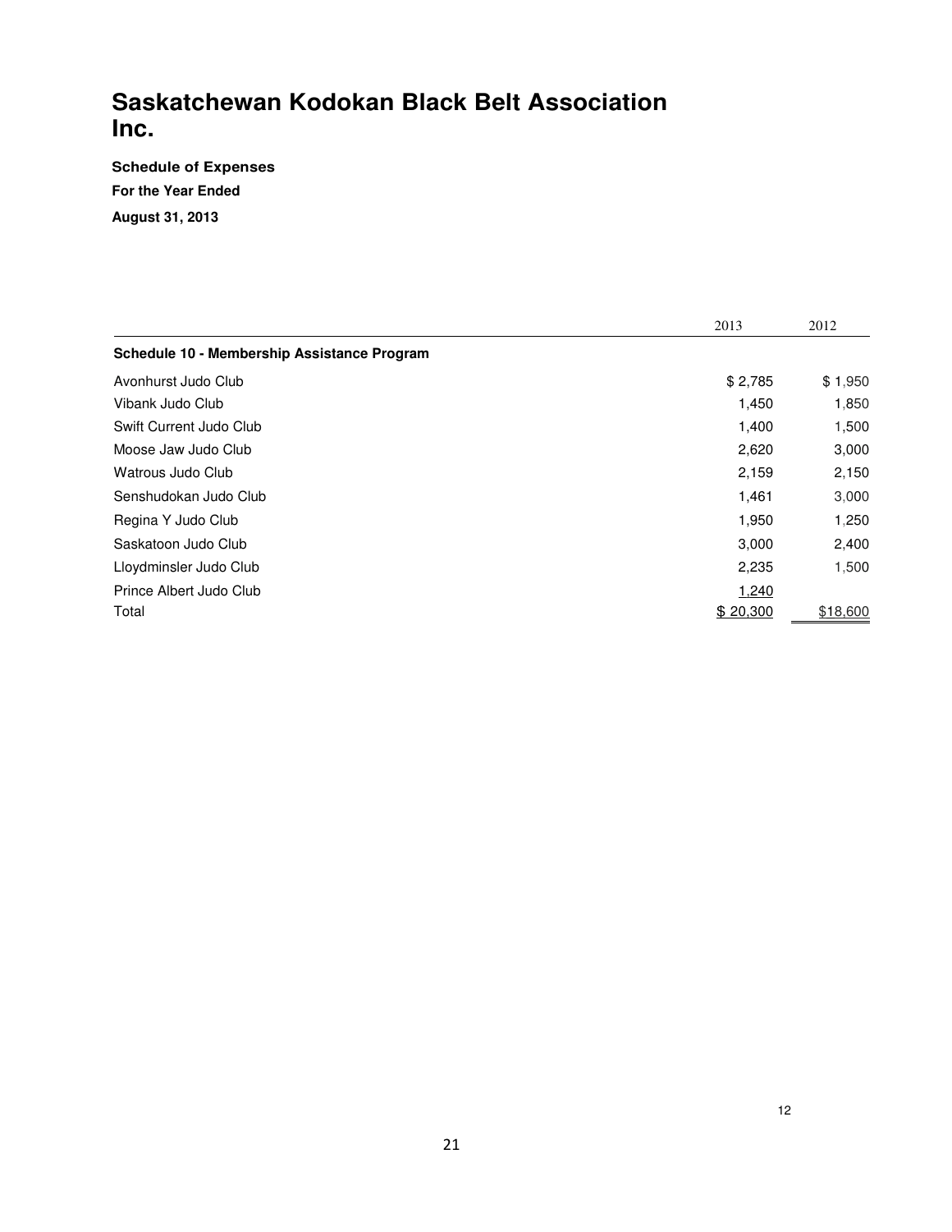# Saskatchewan Kodokan Black Belt Association Inc.

**Schedule of Expenses**

**For the Year Ended**

**August 31, 2013**

| | 2013 | 2012 |
|---|---|---|
| **Schedule 10 - Membership Assistance Program** | | |
| Avonhurst Judo Club | $ 2,785 | $ 1,950 |
| Vibank Judo Club | 1,450 | 1,850 |
| Swift Current Judo Club | 1,400 | 1,500 |
| Moose Jaw Judo Club | 2,620 | 3,000 |
| Watrous Judo Club | 2,159 | 2,150 |
| Senshudokan Judo Club | 1,461 | 3,000 |
| Regina Y Judo Club | 1,950 | 1,250 |
| Saskatoon Judo Club | 3,000 | 2,400 |
| Lloydminsler Judo Club | 2,235 | 1,500 |
| Prince Albert Judo Club | 1,240 | |
| Total | $ 20,300 | $18,600 |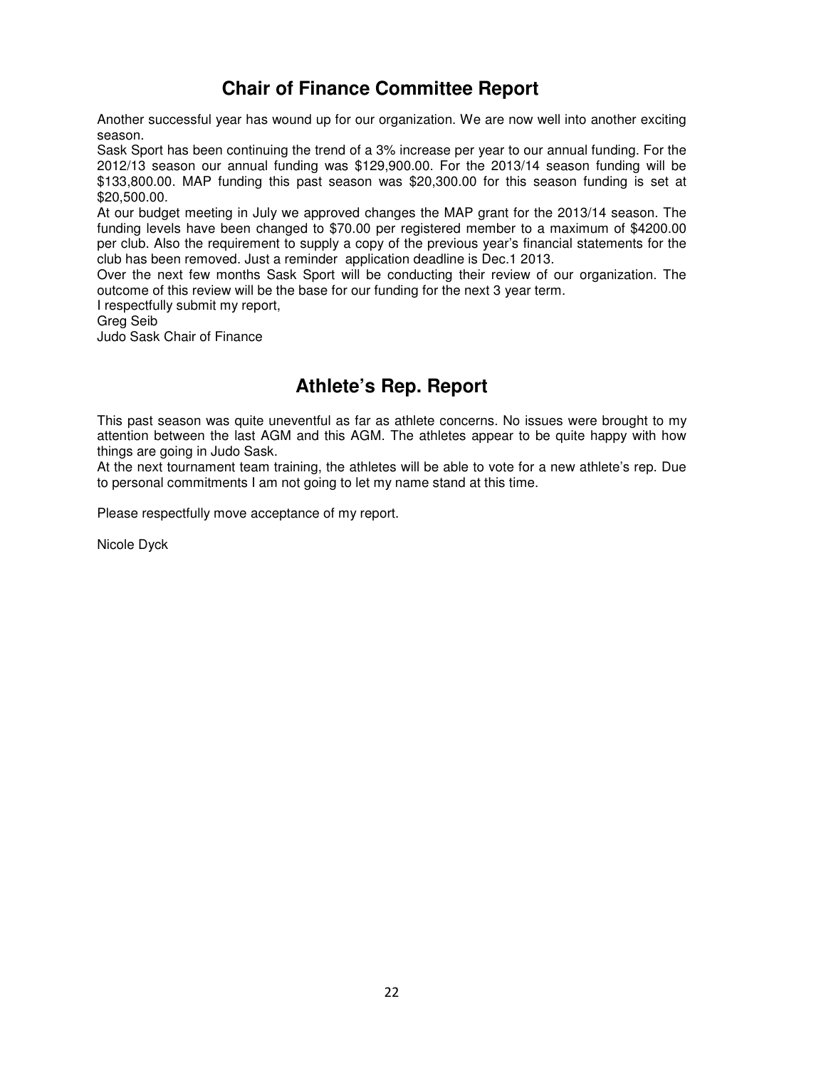## Chair of Finance Committee Report

Another successful year has wound up for our organization. We are now well into another exciting season.

Sask Sport has been continuing the trend of a 3% increase per year to our annual funding. For the 2012/13 season our annual funding was $129,900.00. For the 2013/14 season funding will be $133,800.00. MAP funding this past season was $20,300.00 for this season funding is set at $20,500.00.

At our budget meeting in July we approved changes the MAP grant for the 2013/14 season. The funding levels have been changed to $70.00 per registered member to a maximum of $4200.00 per club. Also the requirement to supply a copy of the previous year's financial statements for the club has been removed. Just a reminder application deadline is Dec.1 2013.

Over the next few months Sask Sport will be conducting their review of our organization. The outcome of this review will be the base for our funding for the next 3 year term.

I respectfully submit my report,

Greg Seib

Judo Sask Chair of Finance

## Athlete's Rep. Report

This past season was quite uneventful as far as athlete concerns. No issues were brought to my attention between the last AGM and this AGM. The athletes appear to be quite happy with how things are going in Judo Sask.

At the next tournament team training, the athletes will be able to vote for a new athlete's rep. Due to personal commitments I am not going to let my name stand at this time.

Please respectfully move acceptance of my report.

Nicole Dyck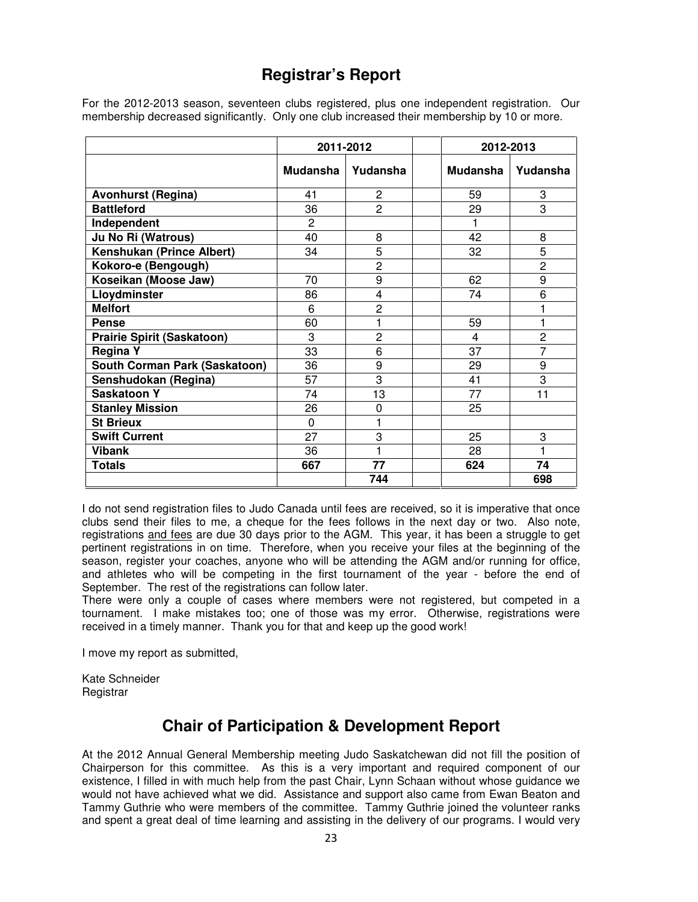## Registrar's Report

For the 2012-2013 season, seventeen clubs registered, plus one independent registration. Our membership decreased significantly. Only one club increased their membership by 10 or more.

| | 2011-2012 | | | 2012-2013 | |
|---|---|---|---|---|---|
| | **Mudansha** | **Yudansha** | | **Mudansha** | **Yudansha** |
| **Avonhurst (Regina)** | 41 | 2 | | 59 | 3 |
| **Battleford** | 36 | 2 | | 29 | 3 |
| **Independent** | 2 | | | 1 | |
| **Ju No Ri (Watrous)** | 40 | 8 | | 42 | 8 |
| **Kenshukan (Prince Albert)** | 34 | 5 | | 32 | 5 |
| **Kokoro-e (Bengough)** | | 2 | | | 2 |
| **Koseikan (Moose Jaw)** | 70 | 9 | | 62 | 9 |
| **Lloydminster** | 86 | 4 | | 74 | 6 |
| **Melfort** | 6 | 2 | | | 1 |
| **Pense** | 60 | 1 | | 59 | 1 |
| **Prairie Spirit (Saskatoon)** | 3 | 2 | | 4 | 2 |
| **Regina Y** | 33 | 6 | | 37 | 7 |
| **South Corman Park (Saskatoon)** | 36 | 9 | | 29 | 9 |
| **Senshudokan (Regina)** | 57 | 3 | | 41 | 3 |
| **Saskatoon Y** | 74 | 13 | | 77 | 11 |
| **Stanley Mission** | 26 | 0 | | 25 | |
| **St Brieux** | 0 | 1 | | | |
| **Swift Current** | 27 | 3 | | 25 | 3 |
| **Vibank** | 36 | 1 | | 28 | 1 |
| **Totals** | **667** | **77** | | **624** | **74** |
| | | **744** | | | **698** |

I do not send registration files to Judo Canada until fees are received, so it is imperative that once clubs send their files to me, a cheque for the fees follows in the next day or two. Also note, registrations <u>and fees</u> are due 30 days prior to the AGM. This year, it has been a struggle to get pertinent registrations in on time. Therefore, when you receive your files at the beginning of the season, register your coaches, anyone who will be attending the AGM and/or running for office, and athletes who will be competing in the first tournament of the year - before the end of September. The rest of the registrations can follow later.

There were only a couple of cases where members were not registered, but competed in a tournament. I make mistakes too; one of those was my error. Otherwise, registrations were received in a timely manner. Thank you for that and keep up the good work!

I move my report as submitted,

Kate Schneider
Registrar

## Chair of Participation & Development Report

At the 2012 Annual General Membership meeting Judo Saskatchewan did not fill the position of Chairperson for this committee. As this is a very important and required component of our existence, I filled in with much help from the past Chair, Lynn Schaan without whose guidance we would not have achieved what we did. Assistance and support also came from Ewan Beaton and Tammy Guthrie who were members of the committee. Tammy Guthrie joined the volunteer ranks and spent a great deal of time learning and assisting in the delivery of our programs. I would very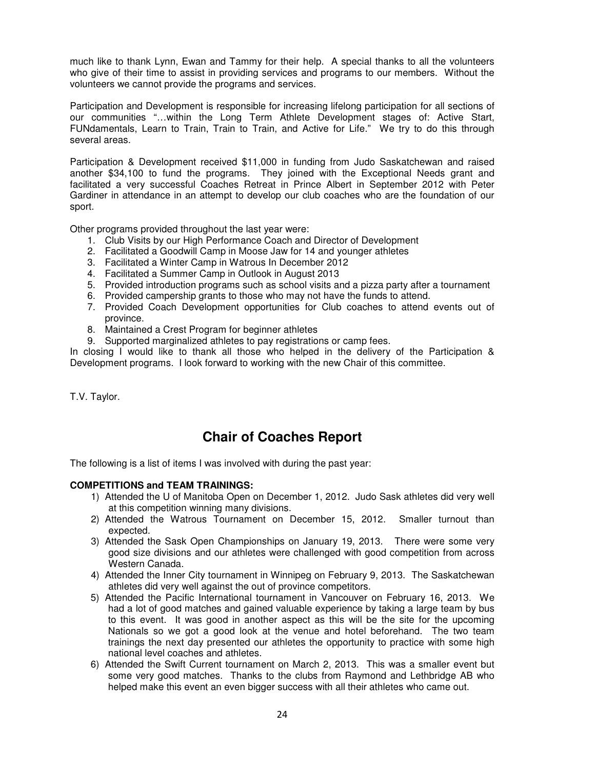much like to thank Lynn, Ewan and Tammy for their help. A special thanks to all the volunteers who give of their time to assist in providing services and programs to our members. Without the volunteers we cannot provide the programs and services.

Participation and Development is responsible for increasing lifelong participation for all sections of our communities "…within the Long Term Athlete Development stages of: Active Start, FUNdamentals, Learn to Train, Train to Train, and Active for Life." We try to do this through several areas.

Participation & Development received $11,000 in funding from Judo Saskatchewan and raised another $34,100 to fund the programs. They joined with the Exceptional Needs grant and facilitated a very successful Coaches Retreat in Prince Albert in September 2012 with Peter Gardiner in attendance in an attempt to develop our club coaches who are the foundation of our sport.

Other programs provided throughout the last year were:

1. Club Visits by our High Performance Coach and Director of Development
2. Facilitated a Goodwill Camp in Moose Jaw for 14 and younger athletes
3. Facilitated a Winter Camp in Watrous In December 2012
4. Facilitated a Summer Camp in Outlook in August 2013
5. Provided introduction programs such as school visits and a pizza party after a tournament
6. Provided campership grants to those who may not have the funds to attend.
7. Provided Coach Development opportunities for Club coaches to attend events out of province.
8. Maintained a Crest Program for beginner athletes
9. Supported marginalized athletes to pay registrations or camp fees.

In closing I would like to thank all those who helped in the delivery of the Participation & Development programs. I look forward to working with the new Chair of this committee.

T.V. Taylor.

## Chair of Coaches Report

The following is a list of items I was involved with during the past year:

**COMPETITIONS and TEAM TRAININGS:**

1) Attended the U of Manitoba Open on December 1, 2012. Judo Sask athletes did very well at this competition winning many divisions.
2) Attended the Watrous Tournament on December 15, 2012. Smaller turnout than expected.
3) Attended the Sask Open Championships on January 19, 2013. There were some very good size divisions and our athletes were challenged with good competition from across Western Canada.
4) Attended the Inner City tournament in Winnipeg on February 9, 2013. The Saskatchewan athletes did very well against the out of province competitors.
5) Attended the Pacific International tournament in Vancouver on February 16, 2013. We had a lot of good matches and gained valuable experience by taking a large team by bus to this event. It was good in another aspect as this will be the site for the upcoming Nationals so we got a good look at the venue and hotel beforehand. The two team trainings the next day presented our athletes the opportunity to practice with some high national level coaches and athletes.
6) Attended the Swift Current tournament on March 2, 2013. This was a smaller event but some very good matches. Thanks to the clubs from Raymond and Lethbridge AB who helped make this event an even bigger success with all their athletes who came out.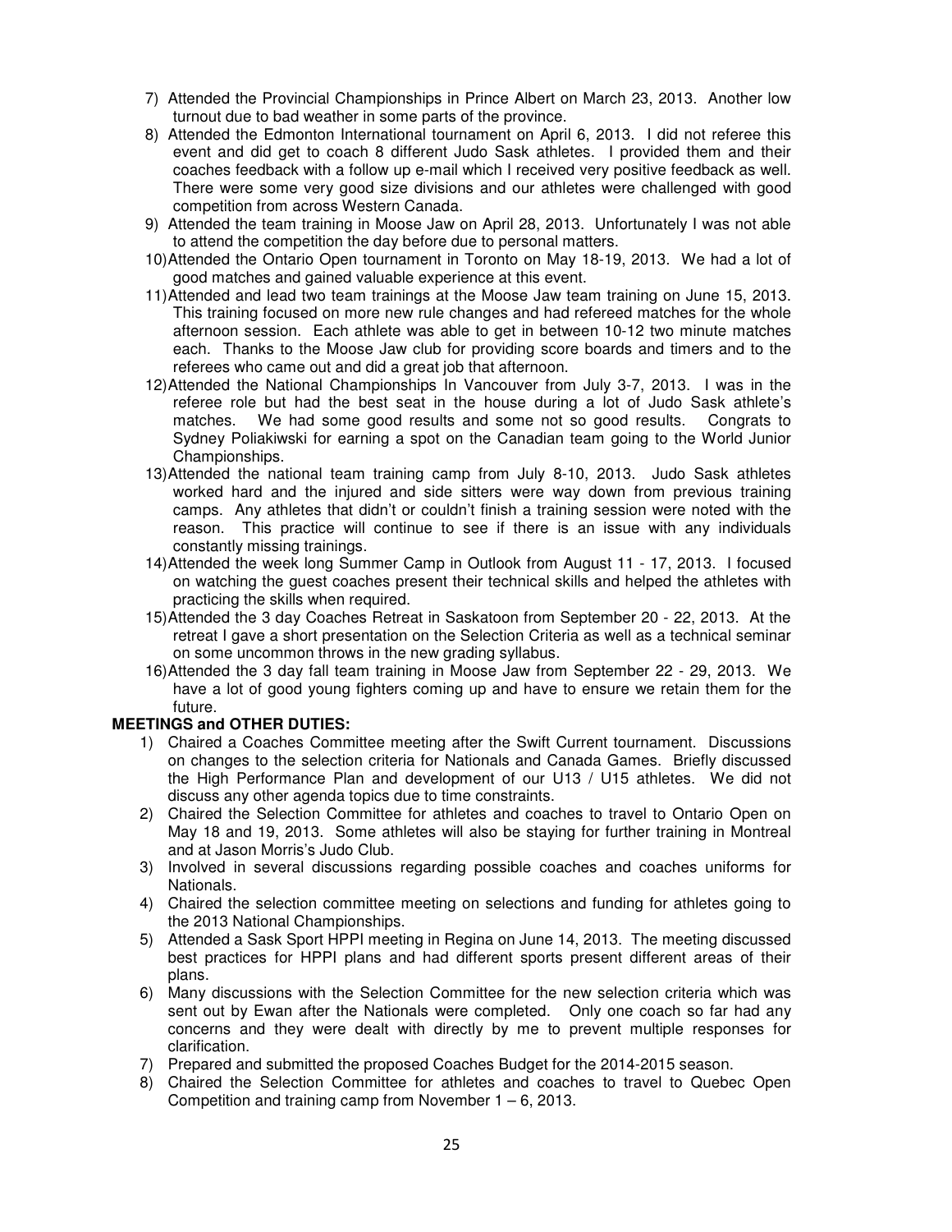7) Attended the Provincial Championships in Prince Albert on March 23, 2013. Another low turnout due to bad weather in some parts of the province.
8) Attended the Edmonton International tournament on April 6, 2013. I did not referee this event and did get to coach 8 different Judo Sask athletes. I provided them and their coaches feedback with a follow up e-mail which I received very positive feedback as well. There were some very good size divisions and our athletes were challenged with good competition from across Western Canada.
9) Attended the team training in Moose Jaw on April 28, 2013. Unfortunately I was not able to attend the competition the day before due to personal matters.
10) Attended the Ontario Open tournament in Toronto on May 18-19, 2013. We had a lot of good matches and gained valuable experience at this event.
11) Attended and lead two team trainings at the Moose Jaw team training on June 15, 2013. This training focused on more new rule changes and had refereed matches for the whole afternoon session. Each athlete was able to get in between 10-12 two minute matches each. Thanks to the Moose Jaw club for providing score boards and timers and to the referees who came out and did a great job that afternoon.
12) Attended the National Championships In Vancouver from July 3-7, 2013. I was in the referee role but had the best seat in the house during a lot of Judo Sask athlete's matches. We had some good results and some not so good results. Congrats to Sydney Poliakiwski for earning a spot on the Canadian team going to the World Junior Championships.
13) Attended the national team training camp from July 8-10, 2013. Judo Sask athletes worked hard and the injured and side sitters were way down from previous training camps. Any athletes that didn't or couldn't finish a training session were noted with the reason. This practice will continue to see if there is an issue with any individuals constantly missing trainings.
14) Attended the week long Summer Camp in Outlook from August 11 - 17, 2013. I focused on watching the guest coaches present their technical skills and helped the athletes with practicing the skills when required.
15) Attended the 3 day Coaches Retreat in Saskatoon from September 20 - 22, 2013. At the retreat I gave a short presentation on the Selection Criteria as well as a technical seminar on some uncommon throws in the new grading syllabus.
16) Attended the 3 day fall team training in Moose Jaw from September 22 - 29, 2013. We have a lot of good young fighters coming up and have to ensure we retain them for the future.

**MEETINGS and OTHER DUTIES:**

1) Chaired a Coaches Committee meeting after the Swift Current tournament. Discussions on changes to the selection criteria for Nationals and Canada Games. Briefly discussed the High Performance Plan and development of our U13 / U15 athletes. We did not discuss any other agenda topics due to time constraints.
2) Chaired the Selection Committee for athletes and coaches to travel to Ontario Open on May 18 and 19, 2013. Some athletes will also be staying for further training in Montreal and at Jason Morris's Judo Club.
3) Involved in several discussions regarding possible coaches and coaches uniforms for Nationals.
4) Chaired the selection committee meeting on selections and funding for athletes going to the 2013 National Championships.
5) Attended a Sask Sport HPPI meeting in Regina on June 14, 2013. The meeting discussed best practices for HPPI plans and had different sports present different areas of their plans.
6) Many discussions with the Selection Committee for the new selection criteria which was sent out by Ewan after the Nationals were completed. Only one coach so far had any concerns and they were dealt with directly by me to prevent multiple responses for clarification.
7) Prepared and submitted the proposed Coaches Budget for the 2014-2015 season.
8) Chaired the Selection Committee for athletes and coaches to travel to Quebec Open Competition and training camp from November 1 – 6, 2013.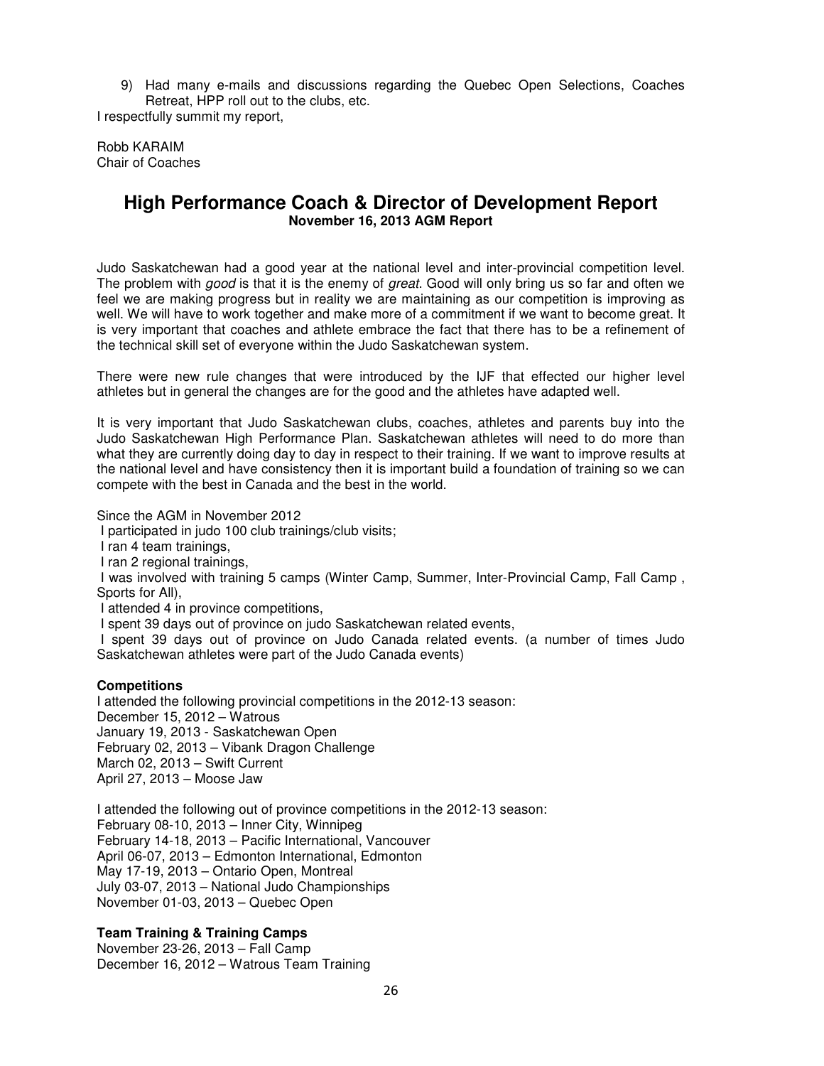9) Had many e-mails and discussions regarding the Quebec Open Selections, Coaches Retreat, HPP roll out to the clubs, etc.

I respectfully summit my report,

Robb KARAIM
Chair of Coaches

## High Performance Coach & Director of Development Report

**November 16, 2013 AGM Report**

Judo Saskatchewan had a good year at the national level and inter-provincial competition level. The problem with *good* is that it is the enemy of *great*. Good will only bring us so far and often we feel we are making progress but in reality we are maintaining as our competition is improving as well. We will have to work together and make more of a commitment if we want to become great. It is very important that coaches and athlete embrace the fact that there has to be a refinement of the technical skill set of everyone within the Judo Saskatchewan system.

There were new rule changes that were introduced by the IJF that effected our higher level athletes but in general the changes are for the good and the athletes have adapted well.

It is very important that Judo Saskatchewan clubs, coaches, athletes and parents buy into the Judo Saskatchewan High Performance Plan. Saskatchewan athletes will need to do more than what they are currently doing day to day in respect to their training. If we want to improve results at the national level and have consistency then it is important build a foundation of training so we can compete with the best in Canada and the best in the world.

Since the AGM in November 2012

I participated in judo 100 club trainings/club visits;
I ran 4 team trainings,
I ran 2 regional trainings,
I was involved with training 5 camps (Winter Camp, Summer, Inter-Provincial Camp, Fall Camp , Sports for All),
I attended 4 in province competitions,
I spent 39 days out of province on judo Saskatchewan related events,
I spent 39 days out of province on Judo Canada related events. (a number of times Judo Saskatchewan athletes were part of the Judo Canada events)

**Competitions**

I attended the following provincial competitions in the 2012-13 season:
December 15, 2012 – Watrous
January 19, 2013 - Saskatchewan Open
February 02, 2013 – Vibank Dragon Challenge
March 02, 2013 – Swift Current
April 27, 2013 – Moose Jaw

I attended the following out of province competitions in the 2012-13 season:
February 08-10, 2013 – Inner City, Winnipeg
February 14-18, 2013 – Pacific International, Vancouver
April 06-07, 2013 – Edmonton International, Edmonton
May 17-19, 2013 – Ontario Open, Montreal
July 03-07, 2013 – National Judo Championships
November 01-03, 2013 – Quebec Open

**Team Training & Training Camps**

November 23-26, 2013 – Fall Camp
December 16, 2012 – Watrous Team Training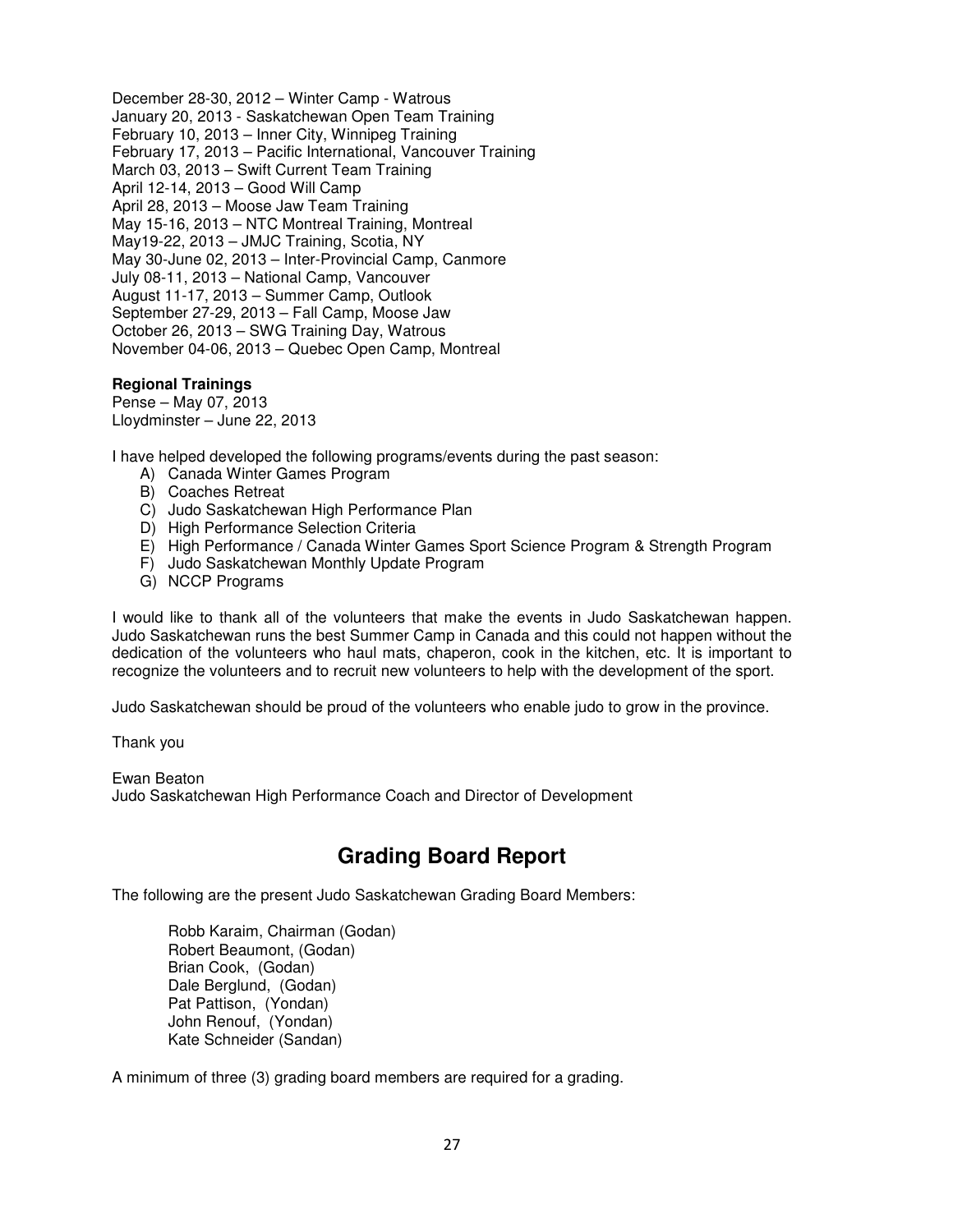December 28-30, 2012 – Winter Camp - Watrous
January 20, 2013 - Saskatchewan Open Team Training
February 10, 2013 – Inner City, Winnipeg Training
February 17, 2013 – Pacific International, Vancouver Training
March 03, 2013 – Swift Current Team Training
April 12-14, 2013 – Good Will Camp
April 28, 2013 – Moose Jaw Team Training
May 15-16, 2013 – NTC Montreal Training, Montreal
May19-22, 2013 – JMJC Training, Scotia, NY
May 30-June 02, 2013 – Inter-Provincial Camp, Canmore
July 08-11, 2013 – National Camp, Vancouver
August 11-17, 2013 – Summer Camp, Outlook
September 27-29, 2013 – Fall Camp, Moose Jaw
October 26, 2013 – SWG Training Day, Watrous
November 04-06, 2013 – Quebec Open Camp, Montreal

**Regional Trainings**
Pense – May 07, 2013
Lloydminster – June 22, 2013

I have helped developed the following programs/events during the past season:

A) Canada Winter Games Program
B) Coaches Retreat
C) Judo Saskatchewan High Performance Plan
D) High Performance Selection Criteria
E) High Performance / Canada Winter Games Sport Science Program & Strength Program
F) Judo Saskatchewan Monthly Update Program
G) NCCP Programs

I would like to thank all of the volunteers that make the events in Judo Saskatchewan happen. Judo Saskatchewan runs the best Summer Camp in Canada and this could not happen without the dedication of the volunteers who haul mats, chaperon, cook in the kitchen, etc. It is important to recognize the volunteers and to recruit new volunteers to help with the development of the sport.

Judo Saskatchewan should be proud of the volunteers who enable judo to grow in the province.

Thank you

Ewan Beaton
Judo Saskatchewan High Performance Coach and Director of Development

## Grading Board Report

The following are the present Judo Saskatchewan Grading Board Members:

Robb Karaim, Chairman (Godan)
Robert Beaumont, (Godan)
Brian Cook, (Godan)
Dale Berglund, (Godan)
Pat Pattison, (Yondan)
John Renouf, (Yondan)
Kate Schneider (Sandan)

A minimum of three (3) grading board members are required for a grading.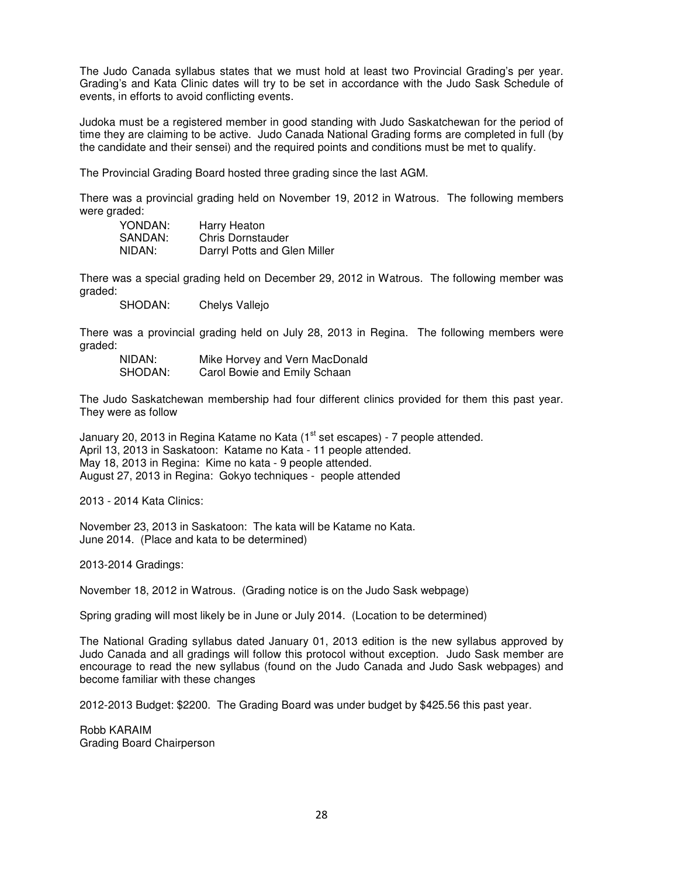The Judo Canada syllabus states that we must hold at least two Provincial Grading's per year. Grading's and Kata Clinic dates will try to be set in accordance with the Judo Sask Schedule of events, in efforts to avoid conflicting events.

Judoka must be a registered member in good standing with Judo Saskatchewan for the period of time they are claiming to be active. Judo Canada National Grading forms are completed in full (by the candidate and their sensei) and the required points and conditions must be met to qualify.

The Provincial Grading Board hosted three grading since the last AGM.

There was a provincial grading held on November 19, 2012 in Watrous. The following members were graded:

| | |
|---|---|
| YONDAN: | Harry Heaton |
| SANDAN: | Chris Dornstauder |
| NIDAN: | Darryl Potts and Glen Miller |

There was a special grading held on December 29, 2012 in Watrous. The following member was graded:

| | |
|---|---|
| SHODAN: | Chelys Vallejo |

There was a provincial grading held on July 28, 2013 in Regina. The following members were graded:

| | |
|---|---|
| NIDAN: | Mike Horvey and Vern MacDonald |
| SHODAN: | Carol Bowie and Emily Schaan |

The Judo Saskatchewan membership had four different clinics provided for them this past year. They were as follow

January 20, 2013 in Regina Katame no Kata (1st set escapes) - 7 people attended.
April 13, 2013 in Saskatoon: Katame no Kata - 11 people attended.
May 18, 2013 in Regina: Kime no kata - 9 people attended.
August 27, 2013 in Regina: Gokyo techniques - people attended

2013 - 2014 Kata Clinics:

November 23, 2013 in Saskatoon: The kata will be Katame no Kata.
June 2014. (Place and kata to be determined)

2013-2014 Gradings:

November 18, 2012 in Watrous. (Grading notice is on the Judo Sask webpage)

Spring grading will most likely be in June or July 2014. (Location to be determined)

The National Grading syllabus dated January 01, 2013 edition is the new syllabus approved by Judo Canada and all gradings will follow this protocol without exception. Judo Sask member are encourage to read the new syllabus (found on the Judo Canada and Judo Sask webpages) and become familiar with these changes

2012-2013 Budget: $2200. The Grading Board was under budget by $425.56 this past year.

Robb KARAIM
Grading Board Chairperson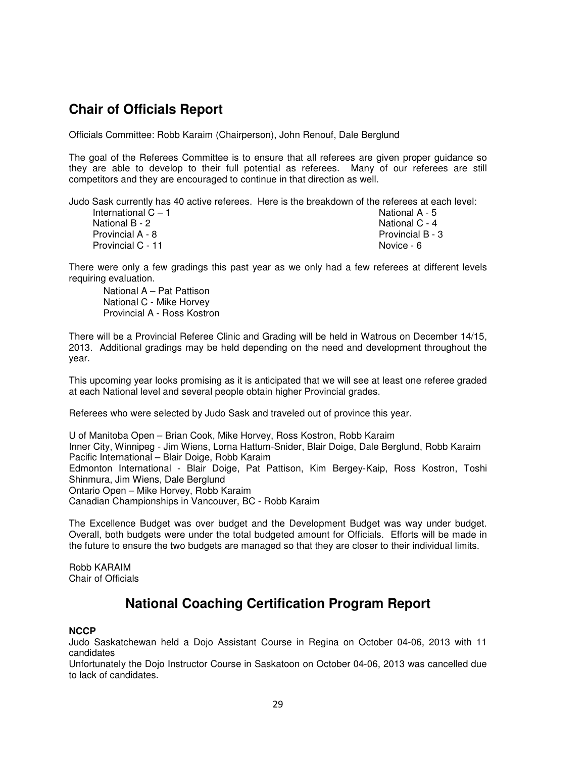## Chair of Officials Report

Officials Committee: Robb Karaim (Chairperson), John Renouf, Dale Berglund

The goal of the Referees Committee is to ensure that all referees are given proper guidance so they are able to develop to their full potential as referees. Many of our referees are still competitors and they are encouraged to continue in that direction as well.

Judo Sask currently has 40 active referees. Here is the breakdown of the referees at each level:

| | |
|---|---|
| International C – 1 | National A - 5 |
| National B - 2 | National C - 4 |
| Provincial A - 8 | Provincial B - 3 |
| Provincial C - 11 | Novice - 6 |

There were only a few gradings this past year as we only had a few referees at different levels requiring evaluation.

National A – Pat Pattison
National C - Mike Horvey
Provincial A - Ross Kostron

There will be a Provincial Referee Clinic and Grading will be held in Watrous on December 14/15, 2013. Additional gradings may be held depending on the need and development throughout the year.

This upcoming year looks promising as it is anticipated that we will see at least one referee graded at each National level and several people obtain higher Provincial grades.

Referees who were selected by Judo Sask and traveled out of province this year.

U of Manitoba Open – Brian Cook, Mike Horvey, Ross Kostron, Robb Karaim
Inner City, Winnipeg - Jim Wiens, Lorna Hattum-Snider, Blair Doige, Dale Berglund, Robb Karaim
Pacific International – Blair Doige, Robb Karaim
Edmonton International - Blair Doige, Pat Pattison, Kim Bergey-Kaip, Ross Kostron, Toshi Shinmura, Jim Wiens, Dale Berglund
Ontario Open – Mike Horvey, Robb Karaim
Canadian Championships in Vancouver, BC - Robb Karaim

The Excellence Budget was over budget and the Development Budget was way under budget. Overall, both budgets were under the total budgeted amount for Officials. Efforts will be made in the future to ensure the two budgets are managed so that they are closer to their individual limits.

Robb KARAIM
Chair of Officials

## National Coaching Certification Program Report

**NCCP**

Judo Saskatchewan held a Dojo Assistant Course in Regina on October 04-06, 2013 with 11 candidates

Unfortunately the Dojo Instructor Course in Saskatoon on October 04-06, 2013 was cancelled due to lack of candidates.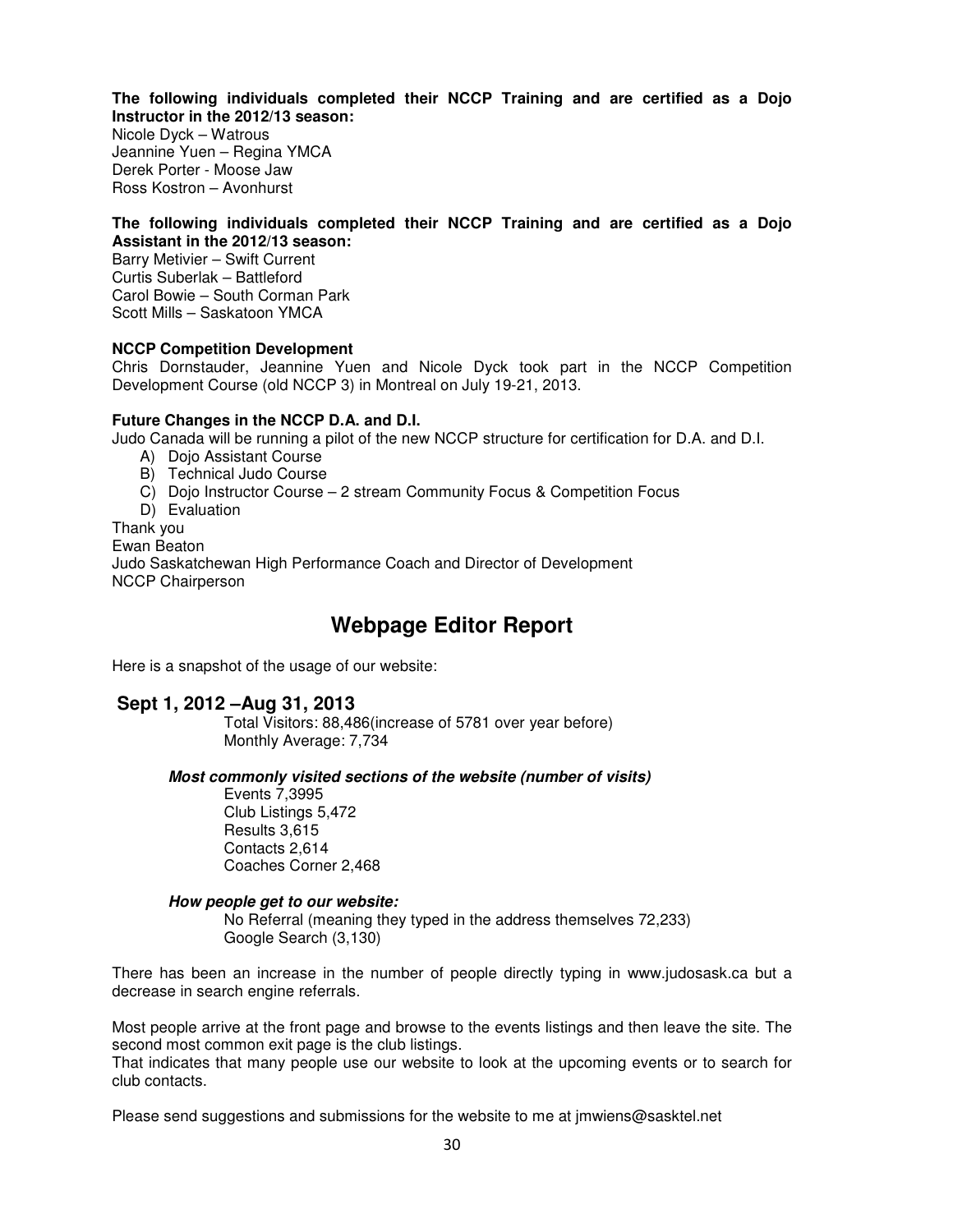**The following individuals completed their NCCP Training and are certified as a Dojo Instructor in the 2012/13 season:**
Nicole Dyck – Watrous
Jeannine Yuen – Regina YMCA
Derek Porter - Moose Jaw
Ross Kostron – Avonhurst

**The following individuals completed their NCCP Training and are certified as a Dojo Assistant in the 2012/13 season:**
Barry Metivier – Swift Current
Curtis Suberlak – Battleford
Carol Bowie – South Corman Park
Scott Mills – Saskatoon YMCA

**NCCP Competition Development**
Chris Dornstauder, Jeannine Yuen and Nicole Dyck took part in the NCCP Competition Development Course (old NCCP 3) in Montreal on July 19-21, 2013.

**Future Changes in the NCCP D.A. and D.I.**
Judo Canada will be running a pilot of the new NCCP structure for certification for D.A. and D.I.

A) Dojo Assistant Course
B) Technical Judo Course
C) Dojo Instructor Course – 2 stream Community Focus & Competition Focus
D) Evaluation

Thank you
Ewan Beaton
Judo Saskatchewan High Performance Coach and Director of Development
NCCP Chairperson

# Webpage Editor Report

Here is a snapshot of the usage of our website:

## Sept 1, 2012 –Aug 31, 2013

Total Visitors: 88,486(increase of 5781 over year before)
Monthly Average: 7,734

***Most commonly visited sections of the website (number of visits)***

Events 7,3995
Club Listings 5,472
Results 3,615
Contacts 2,614
Coaches Corner 2,468

***How people get to our website:***

No Referral (meaning they typed in the address themselves 72,233)
Google Search (3,130)

There has been an increase in the number of people directly typing in www.judosask.ca but a decrease in search engine referrals.

Most people arrive at the front page and browse to the events listings and then leave the site. The second most common exit page is the club listings.
That indicates that many people use our website to look at the upcoming events or to search for club contacts.

Please send suggestions and submissions for the website to me at jmwiens@sasktel.net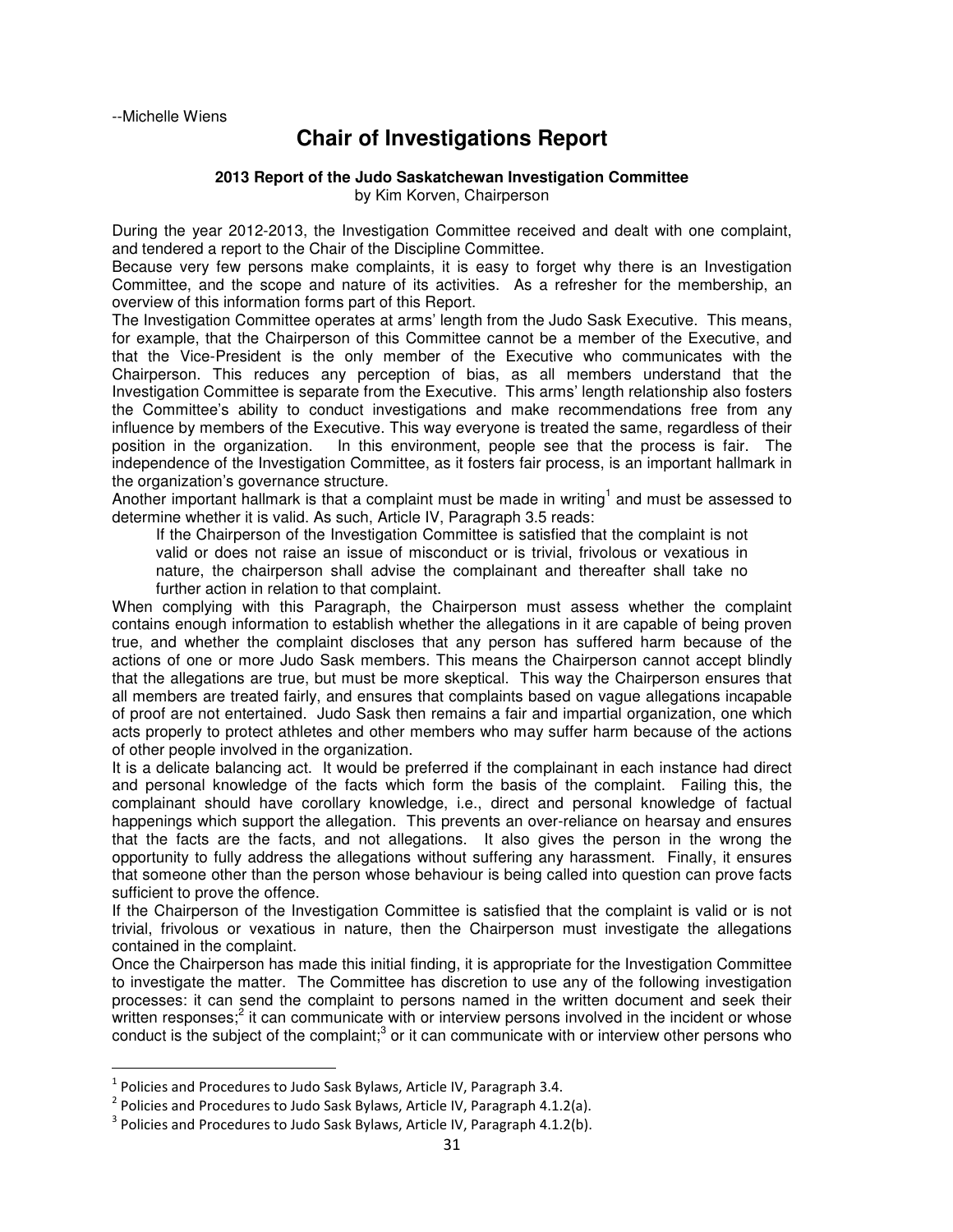--Michelle Wiens

# Chair of Investigations Report

### 2013 Report of the Judo Saskatchewan Investigation Committee

by Kim Korven, Chairperson

During the year 2012-2013, the Investigation Committee received and dealt with one complaint, and tendered a report to the Chair of the Discipline Committee.

Because very few persons make complaints, it is easy to forget why there is an Investigation Committee, and the scope and nature of its activities. As a refresher for the membership, an overview of this information forms part of this Report.

The Investigation Committee operates at arms' length from the Judo Sask Executive. This means, for example, that the Chairperson of this Committee cannot be a member of the Executive, and that the Vice-President is the only member of the Executive who communicates with the Chairperson. This reduces any perception of bias, as all members understand that the Investigation Committee is separate from the Executive. This arms' length relationship also fosters the Committee's ability to conduct investigations and make recommendations free from any influence by members of the Executive. This way everyone is treated the same, regardless of their position in the organization. In this environment, people see that the process is fair. The independence of the Investigation Committee, as it fosters fair process, is an important hallmark in the organization's governance structure.

Another important hallmark is that a complaint must be made in writing[1] and must be assessed to determine whether it is valid. As such, Article IV, Paragraph 3.5 reads:

> If the Chairperson of the Investigation Committee is satisfied that the complaint is not valid or does not raise an issue of misconduct or is trivial, frivolous or vexatious in nature, the chairperson shall advise the complainant and thereafter shall take no further action in relation to that complaint.

When complying with this Paragraph, the Chairperson must assess whether the complaint contains enough information to establish whether the allegations in it are capable of being proven true, and whether the complaint discloses that any person has suffered harm because of the actions of one or more Judo Sask members. This means the Chairperson cannot accept blindly that the allegations are true, but must be more skeptical. This way the Chairperson ensures that all members are treated fairly, and ensures that complaints based on vague allegations incapable of proof are not entertained. Judo Sask then remains a fair and impartial organization, one which acts properly to protect athletes and other members who may suffer harm because of the actions of other people involved in the organization.

It is a delicate balancing act. It would be preferred if the complainant in each instance had direct and personal knowledge of the facts which form the basis of the complaint. Failing this, the complainant should have corollary knowledge, i.e., direct and personal knowledge of factual happenings which support the allegation. This prevents an over-reliance on hearsay and ensures that the facts are the facts, and not allegations. It also gives the person in the wrong the opportunity to fully address the allegations without suffering any harassment. Finally, it ensures that someone other than the person whose behaviour is being called into question can prove facts sufficient to prove the offence.

If the Chairperson of the Investigation Committee is satisfied that the complaint is valid or is not trivial, frivolous or vexatious in nature, then the Chairperson must investigate the allegations contained in the complaint.

Once the Chairperson has made this initial finding, it is appropriate for the Investigation Committee to investigate the matter. The Committee has discretion to use any of the following investigation processes: it can send the complaint to persons named in the written document and seek their written responses;[2] it can communicate with or interview persons involved in the incident or whose conduct is the subject of the complaint;[3] or it can communicate with or interview other persons who

---

[1] Policies and Procedures to Judo Sask Bylaws, Article IV, Paragraph 3.4.

[2] Policies and Procedures to Judo Sask Bylaws, Article IV, Paragraph 4.1.2(a).

[3] Policies and Procedures to Judo Sask Bylaws, Article IV, Paragraph 4.1.2(b).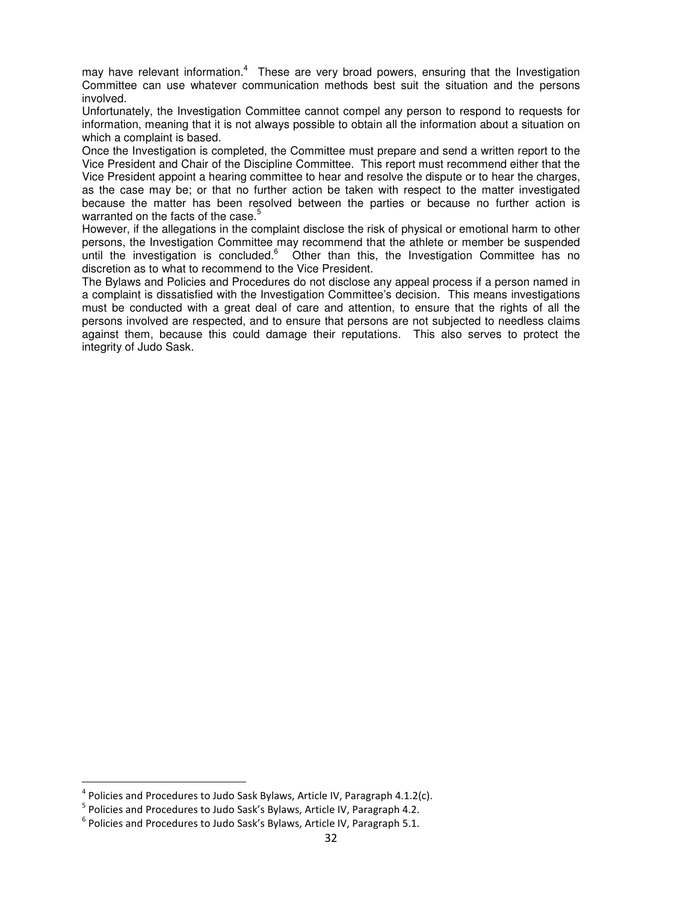may have relevant information.[4] These are very broad powers, ensuring that the Investigation Committee can use whatever communication methods best suit the situation and the persons involved.

Unfortunately, the Investigation Committee cannot compel any person to respond to requests for information, meaning that it is not always possible to obtain all the information about a situation on which a complaint is based.

Once the Investigation is completed, the Committee must prepare and send a written report to the Vice President and Chair of the Discipline Committee. This report must recommend either that the Vice President appoint a hearing committee to hear and resolve the dispute or to hear the charges, as the case may be; or that no further action be taken with respect to the matter investigated because the matter has been resolved between the parties or because no further action is warranted on the facts of the case.[5]

However, if the allegations in the complaint disclose the risk of physical or emotional harm to other persons, the Investigation Committee may recommend that the athlete or member be suspended until the investigation is concluded.[6] Other than this, the Investigation Committee has no discretion as to what to recommend to the Vice President.

The Bylaws and Policies and Procedures do not disclose any appeal process if a person named in a complaint is dissatisfied with the Investigation Committee's decision. This means investigations must be conducted with a great deal of care and attention, to ensure that the rights of all the persons involved are respected, and to ensure that persons are not subjected to needless claims against them, because this could damage their reputations. This also serves to protect the integrity of Judo Sask.

---

[4] Policies and Procedures to Judo Sask Bylaws, Article IV, Paragraph 4.1.2(c).

[5] Policies and Procedures to Judo Sask's Bylaws, Article IV, Paragraph 4.2.

[6] Policies and Procedures to Judo Sask's Bylaws, Article IV, Paragraph 5.1.